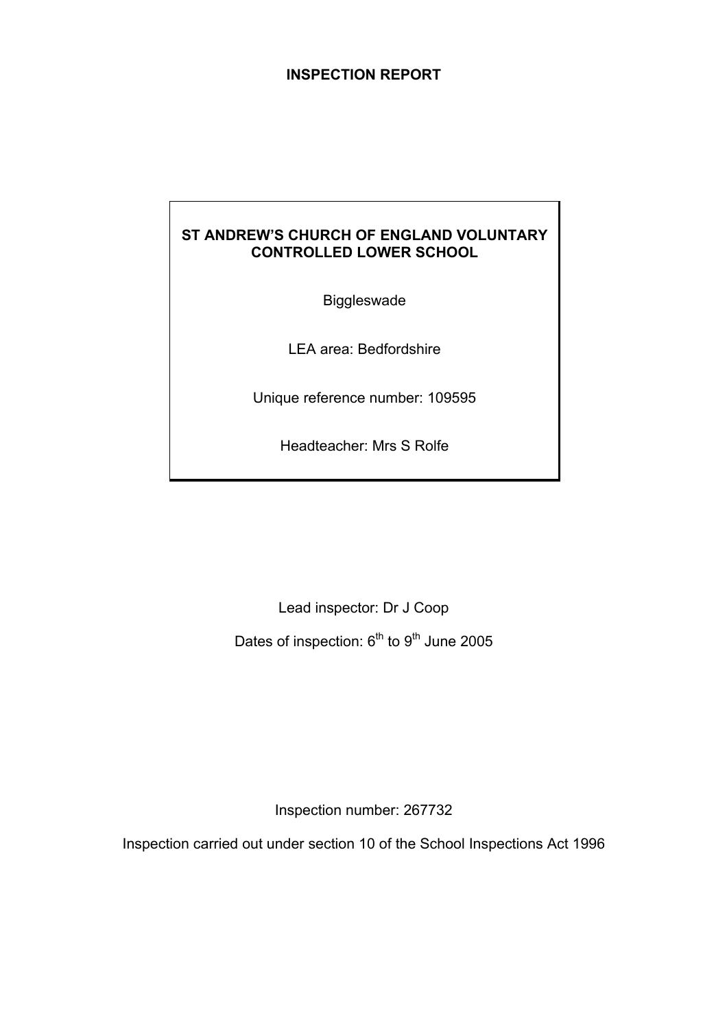# INSPECTION REPORT

**ST ANDREW'S CHURCH OF ENGLAND VOLUNTARY CONTROLLED LOWER SCHOOL**

Biggleswade

LEA area: Bedfordshire

Unique reference number: 109595

Headteacher: Mrs S Rolfe

Lead inspector: Dr J Coop

Dates of inspection: 6th to 9th June 2005

Inspection number: 267732

Inspection carried out under section 10 of the School Inspections Act 1996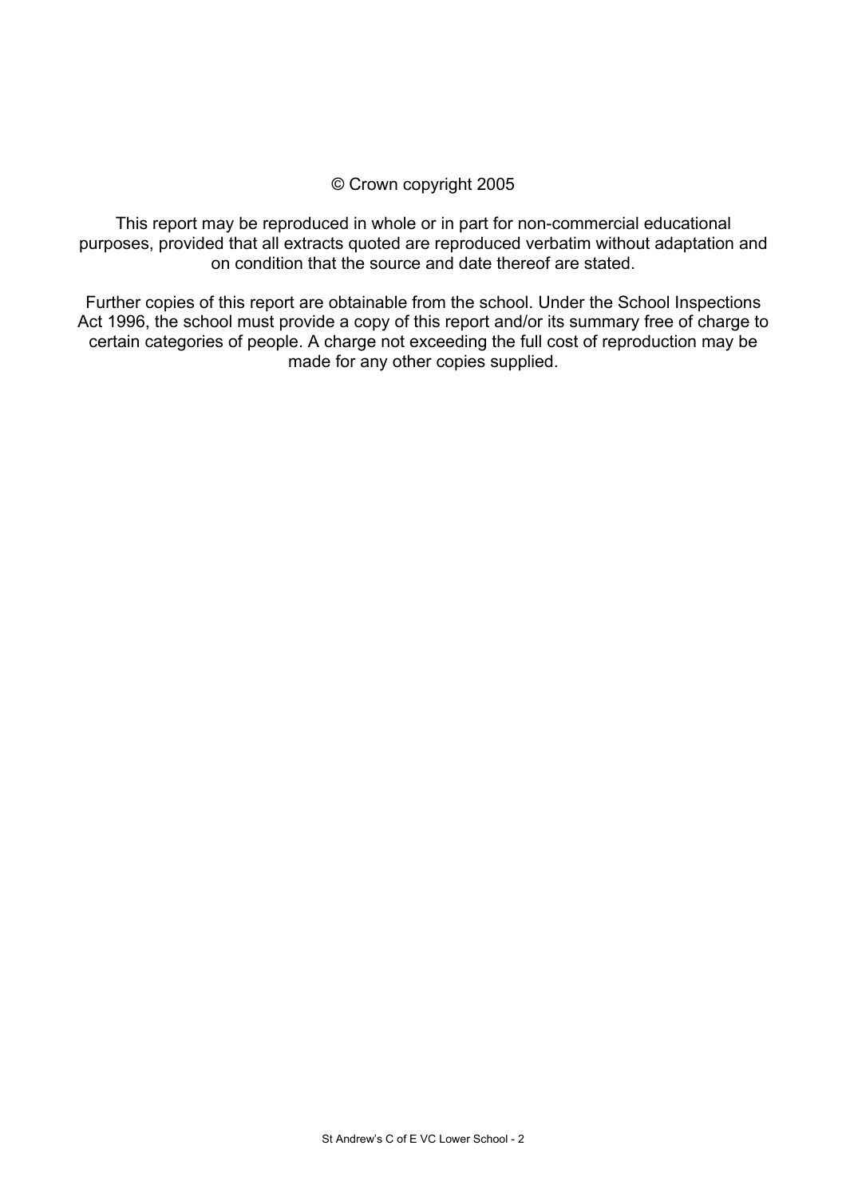© Crown copyright 2005

This report may be reproduced in whole or in part for non-commercial educational purposes, provided that all extracts quoted are reproduced verbatim without adaptation and on condition that the source and date thereof are stated.

Further copies of this report are obtainable from the school. Under the School Inspections Act 1996, the school must provide a copy of this report and/or its summary free of charge to certain categories of people. A charge not exceeding the full cost of reproduction may be made for any other copies supplied.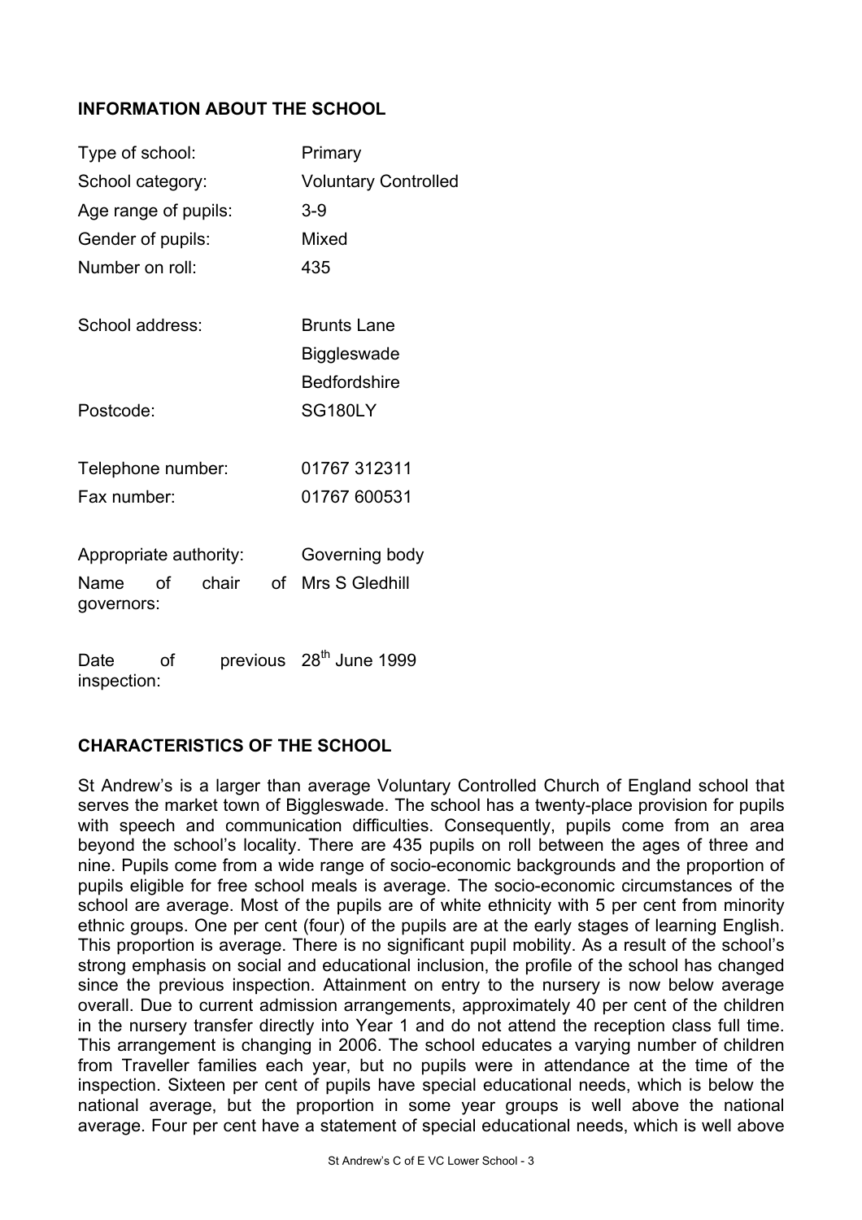## INFORMATION ABOUT THE SCHOOL

| | |
|---|---|
| Type of school: | Primary |
| School category: | Voluntary Controlled |
| Age range of pupils: | 3-9 |
| Gender of pupils: | Mixed |
| Number on roll: | 435 |
| School address: | Brunts Lane<br>Biggleswade<br>Bedfordshire |
| Postcode: | SG180LY |
| Telephone number: | 01767 312311 |
| Fax number: | 01767 600531 |
| Appropriate authority: | Governing body |
| Name of chair of governors: | Mrs S Gledhill |
| Date of previous inspection: | 28th June 1999 |

## CHARACTERISTICS OF THE SCHOOL

St Andrew's is a larger than average Voluntary Controlled Church of England school that serves the market town of Biggleswade. The school has a twenty-place provision for pupils with speech and communication difficulties. Consequently, pupils come from an area beyond the school's locality. There are 435 pupils on roll between the ages of three and nine. Pupils come from a wide range of socio-economic backgrounds and the proportion of pupils eligible for free school meals is average. The socio-economic circumstances of the school are average. Most of the pupils are of white ethnicity with 5 per cent from minority ethnic groups. One per cent (four) of the pupils are at the early stages of learning English. This proportion is average. There is no significant pupil mobility. As a result of the school's strong emphasis on social and educational inclusion, the profile of the school has changed since the previous inspection. Attainment on entry to the nursery is now below average overall. Due to current admission arrangements, approximately 40 per cent of the children in the nursery transfer directly into Year 1 and do not attend the reception class full time. This arrangement is changing in 2006. The school educates a varying number of children from Traveller families each year, but no pupils were in attendance at the time of the inspection. Sixteen per cent of pupils have special educational needs, which is below the national average, but the proportion in some year groups is well above the national average. Four per cent have a statement of special educational needs, which is well above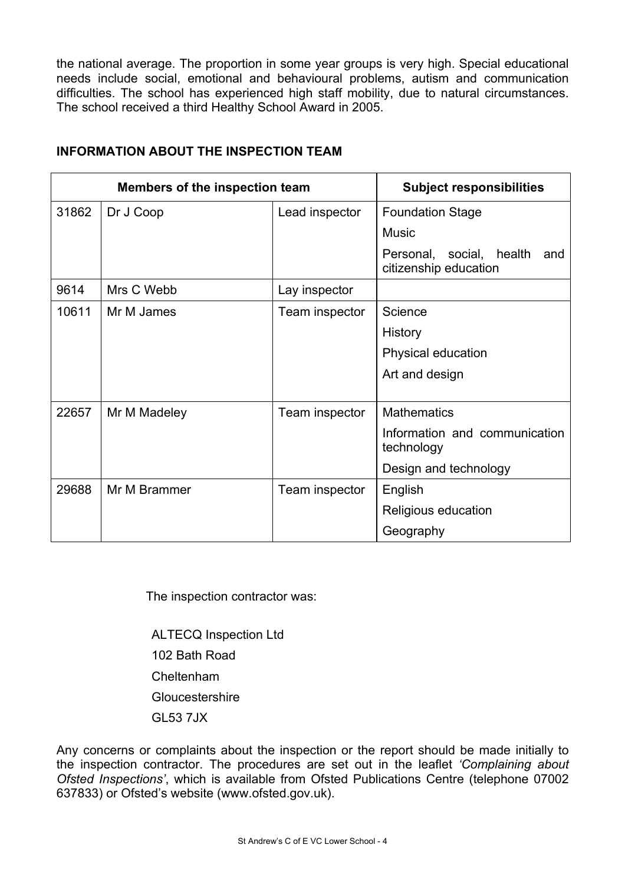the national average. The proportion in some year groups is very high. Special educational needs include social, emotional and behavioural problems, autism and communication difficulties. The school has experienced high staff mobility, due to natural circumstances. The school received a third Healthy School Award in 2005.

## INFORMATION ABOUT THE INSPECTION TEAM

| Members of the inspection team | | | Subject responsibilities |
|---|---|---|---|
| 31862 | Dr J Coop | Lead inspector | Foundation Stage<br>Music<br>Personal, social, health and citizenship education |
| 9614 | Mrs C Webb | Lay inspector | |
| 10611 | Mr M James | Team inspector | Science<br>History<br>Physical education<br>Art and design |
| 22657 | Mr M Madeley | Team inspector | Mathematics<br>Information and communication technology<br>Design and technology |
| 29688 | Mr M Brammer | Team inspector | English<br>Religious education<br>Geography |

The inspection contractor was:

ALTECQ Inspection Ltd
102 Bath Road
Cheltenham
Gloucestershire
GL53 7JX

Any concerns or complaints about the inspection or the report should be made initially to the inspection contractor. The procedures are set out in the leaflet *'Complaining about Ofsted Inspections'*, which is available from Ofsted Publications Centre (telephone 07002 637833) or Ofsted's website (www.ofsted.gov.uk).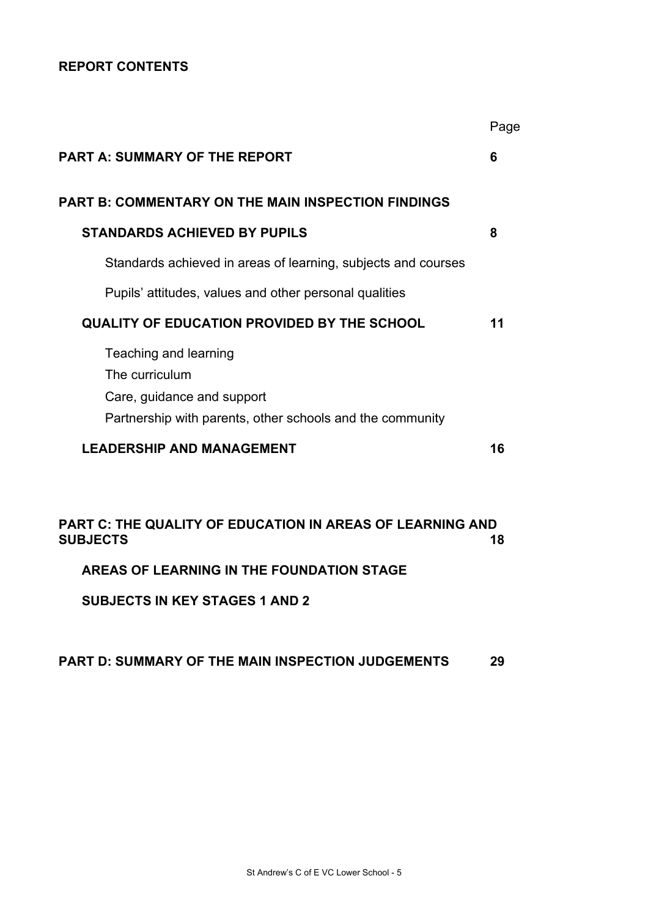**REPORT CONTENTS**

| | Page |
|---|---|
| **PART A: SUMMARY OF THE REPORT** | **6** |
| **PART B: COMMENTARY ON THE MAIN INSPECTION FINDINGS** | |
| **STANDARDS ACHIEVED BY PUPILS** | **8** |
| Standards achieved in areas of learning, subjects and courses | |
| Pupils' attitudes, values and other personal qualities | |
| **QUALITY OF EDUCATION PROVIDED BY THE SCHOOL** | **11** |
| Teaching and learning | |
| The curriculum | |
| Care, guidance and support | |
| Partnership with parents, other schools and the community | |
| **LEADERSHIP AND MANAGEMENT** | **16** |
| **PART C: THE QUALITY OF EDUCATION IN AREAS OF LEARNING AND SUBJECTS** | **18** |
| **AREAS OF LEARNING IN THE FOUNDATION STAGE** | |
| **SUBJECTS IN KEY STAGES 1 AND 2** | |
| **PART D: SUMMARY OF THE MAIN INSPECTION JUDGEMENTS** | **29** |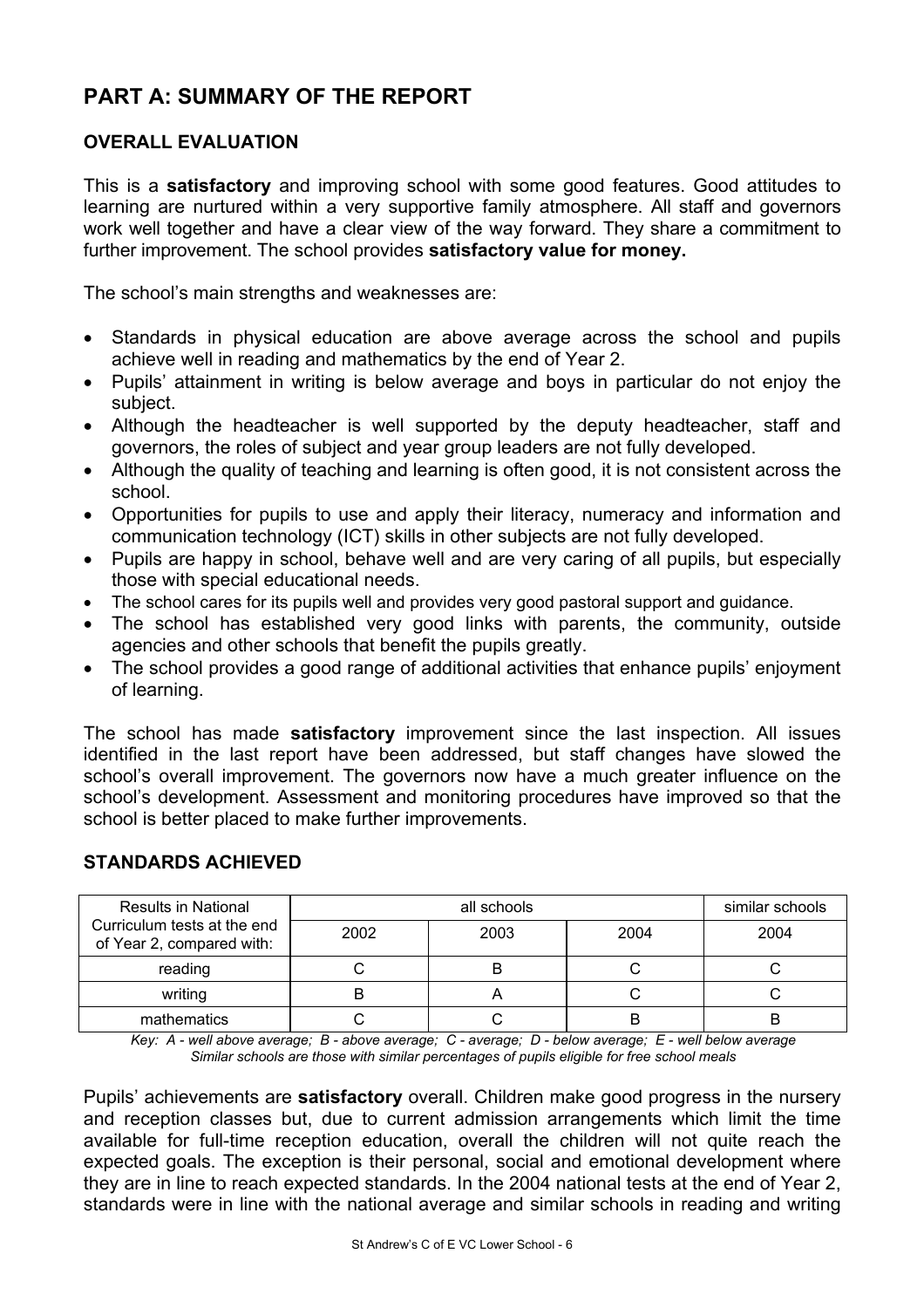## PART A: SUMMARY OF THE REPORT

### OVERALL EVALUATION

This is a **satisfactory** and improving school with some good features. Good attitudes to learning are nurtured within a very supportive family atmosphere. All staff and governors work well together and have a clear view of the way forward. They share a commitment to further improvement. The school provides **satisfactory value for money.**

The school's main strengths and weaknesses are:

- Standards in physical education are above average across the school and pupils achieve well in reading and mathematics by the end of Year 2.
- Pupils' attainment in writing is below average and boys in particular do not enjoy the subject.
- Although the headteacher is well supported by the deputy headteacher, staff and governors, the roles of subject and year group leaders are not fully developed.
- Although the quality of teaching and learning is often good, it is not consistent across the school.
- Opportunities for pupils to use and apply their literacy, numeracy and information and communication technology (ICT) skills in other subjects are not fully developed.
- Pupils are happy in school, behave well and are very caring of all pupils, but especially those with special educational needs.
- The school cares for its pupils well and provides very good pastoral support and guidance.
- The school has established very good links with parents, the community, outside agencies and other schools that benefit the pupils greatly.
- The school provides a good range of additional activities that enhance pupils' enjoyment of learning.

The school has made **satisfactory** improvement since the last inspection. All issues identified in the last report have been addressed, but staff changes have slowed the school's overall improvement. The governors now have a much greater influence on the school's development. Assessment and monitoring procedures have improved so that the school is better placed to make further improvements.

### STANDARDS ACHIEVED

| Results in National Curriculum tests at the end of Year 2, compared with: | all schools | | | similar schools |
|---|---|---|---|---|
| | 2002 | 2003 | 2004 | 2004 |
| reading | C | B | C | C |
| writing | B | A | C | C |
| mathematics | C | C | B | B |

*Key: A - well above average; B - above average; C - average; D - below average; E - well below average*
*Similar schools are those with similar percentages of pupils eligible for free school meals*

Pupils' achievements are **satisfactory** overall. Children make good progress in the nursery and reception classes but, due to current admission arrangements which limit the time available for full-time reception education, overall the children will not quite reach the expected goals. The exception is their personal, social and emotional development where they are in line to reach expected standards. In the 2004 national tests at the end of Year 2, standards were in line with the national average and similar schools in reading and writing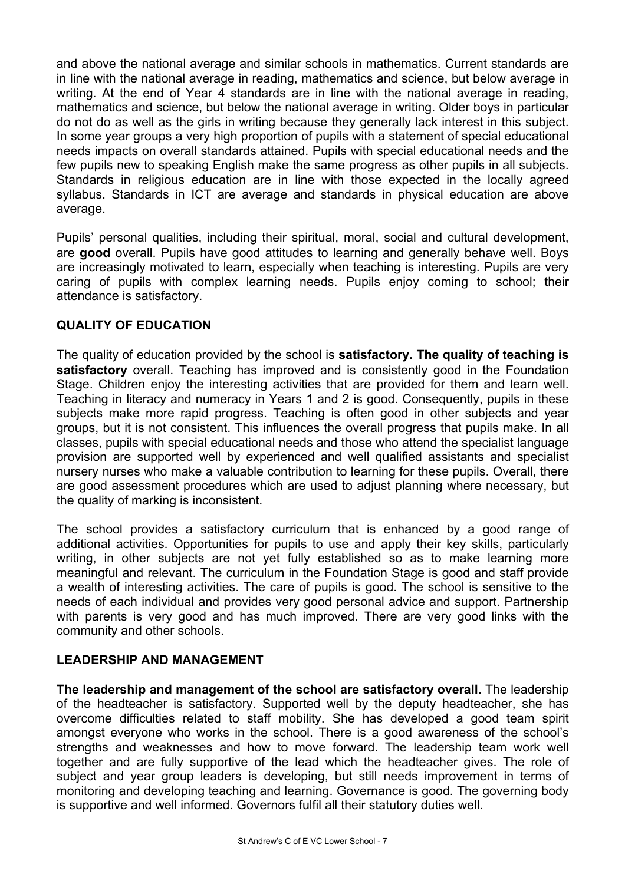and above the national average and similar schools in mathematics. Current standards are in line with the national average in reading, mathematics and science, but below average in writing. At the end of Year 4 standards are in line with the national average in reading, mathematics and science, but below the national average in writing. Older boys in particular do not do as well as the girls in writing because they generally lack interest in this subject. In some year groups a very high proportion of pupils with a statement of special educational needs impacts on overall standards attained. Pupils with special educational needs and the few pupils new to speaking English make the same progress as other pupils in all subjects. Standards in religious education are in line with those expected in the locally agreed syllabus. Standards in ICT are average and standards in physical education are above average.

Pupils' personal qualities, including their spiritual, moral, social and cultural development, are **good** overall. Pupils have good attitudes to learning and generally behave well. Boys are increasingly motivated to learn, especially when teaching is interesting. Pupils are very caring of pupils with complex learning needs. Pupils enjoy coming to school; their attendance is satisfactory.

## QUALITY OF EDUCATION

The quality of education provided by the school is **satisfactory. The quality of teaching is satisfactory** overall. Teaching has improved and is consistently good in the Foundation Stage. Children enjoy the interesting activities that are provided for them and learn well. Teaching in literacy and numeracy in Years 1 and 2 is good. Consequently, pupils in these subjects make more rapid progress. Teaching is often good in other subjects and year groups, but it is not consistent. This influences the overall progress that pupils make. In all classes, pupils with special educational needs and those who attend the specialist language provision are supported well by experienced and well qualified assistants and specialist nursery nurses who make a valuable contribution to learning for these pupils. Overall, there are good assessment procedures which are used to adjust planning where necessary, but the quality of marking is inconsistent.

The school provides a satisfactory curriculum that is enhanced by a good range of additional activities. Opportunities for pupils to use and apply their key skills, particularly writing, in other subjects are not yet fully established so as to make learning more meaningful and relevant. The curriculum in the Foundation Stage is good and staff provide a wealth of interesting activities. The care of pupils is good. The school is sensitive to the needs of each individual and provides very good personal advice and support. Partnership with parents is very good and has much improved. There are very good links with the community and other schools.

## LEADERSHIP AND MANAGEMENT

**The leadership and management of the school are satisfactory overall.** The leadership of the headteacher is satisfactory. Supported well by the deputy headteacher, she has overcome difficulties related to staff mobility. She has developed a good team spirit amongst everyone who works in the school. There is a good awareness of the school's strengths and weaknesses and how to move forward. The leadership team work well together and are fully supportive of the lead which the headteacher gives. The role of subject and year group leaders is developing, but still needs improvement in terms of monitoring and developing teaching and learning. Governance is good. The governing body is supportive and well informed. Governors fulfil all their statutory duties well.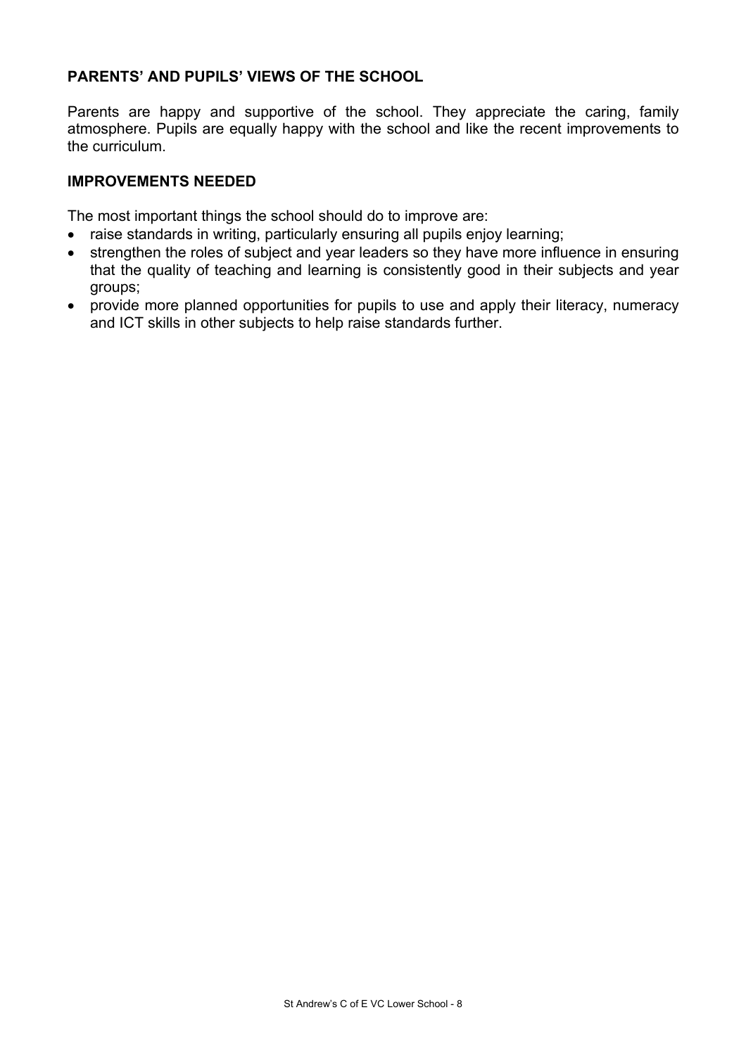## PARENTS' AND PUPILS' VIEWS OF THE SCHOOL

Parents are happy and supportive of the school. They appreciate the caring, family atmosphere. Pupils are equally happy with the school and like the recent improvements to the curriculum.

## IMPROVEMENTS NEEDED

The most important things the school should do to improve are:

- raise standards in writing, particularly ensuring all pupils enjoy learning;
- strengthen the roles of subject and year leaders so they have more influence in ensuring that the quality of teaching and learning is consistently good in their subjects and year groups;
- provide more planned opportunities for pupils to use and apply their literacy, numeracy and ICT skills in other subjects to help raise standards further.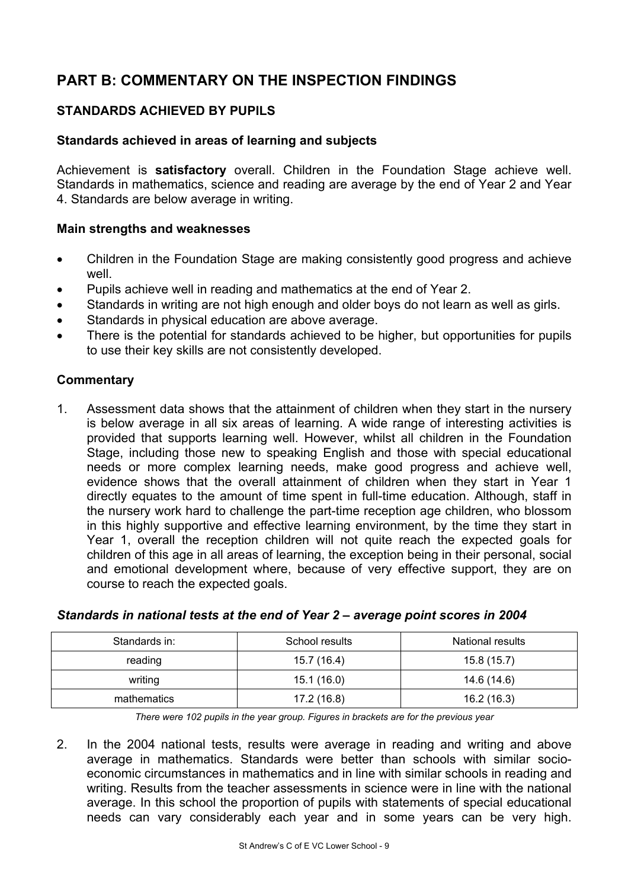# PART B: COMMENTARY ON THE INSPECTION FINDINGS

## STANDARDS ACHIEVED BY PUPILS

### Standards achieved in areas of learning and subjects

Achievement is **satisfactory** overall. Children in the Foundation Stage achieve well. Standards in mathematics, science and reading are average by the end of Year 2 and Year 4. Standards are below average in writing.

### Main strengths and weaknesses

- Children in the Foundation Stage are making consistently good progress and achieve well.
- Pupils achieve well in reading and mathematics at the end of Year 2.
- Standards in writing are not high enough and older boys do not learn as well as girls.
- Standards in physical education are above average.
- There is the potential for standards achieved to be higher, but opportunities for pupils to use their key skills are not consistently developed.

### Commentary

1. Assessment data shows that the attainment of children when they start in the nursery is below average in all six areas of learning. A wide range of interesting activities is provided that supports learning well. However, whilst all children in the Foundation Stage, including those new to speaking English and those with special educational needs or more complex learning needs, make good progress and achieve well, evidence shows that the overall attainment of children when they start in Year 1 directly equates to the amount of time spent in full-time education. Although, staff in the nursery work hard to challenge the part-time reception age children, who blossom in this highly supportive and effective learning environment, by the time they start in Year 1, overall the reception children will not quite reach the expected goals for children of this age in all areas of learning, the exception being in their personal, social and emotional development where, because of very effective support, they are on course to reach the expected goals.

***Standards in national tests at the end of Year 2 – average point scores in 2004***

| Standards in: | School results | National results |
|---|---|---|
| reading | 15.7 (16.4) | 15.8 (15.7) |
| writing | 15.1 (16.0) | 14.6 (14.6) |
| mathematics | 17.2 (16.8) | 16.2 (16.3) |

*There were 102 pupils in the year group. Figures in brackets are for the previous year*

2. In the 2004 national tests, results were average in reading and writing and above average in mathematics. Standards were better than schools with similar socio-economic circumstances in mathematics and in line with similar schools in reading and writing. Results from the teacher assessments in science were in line with the national average. In this school the proportion of pupils with statements of special educational needs can vary considerably each year and in some years can be very high.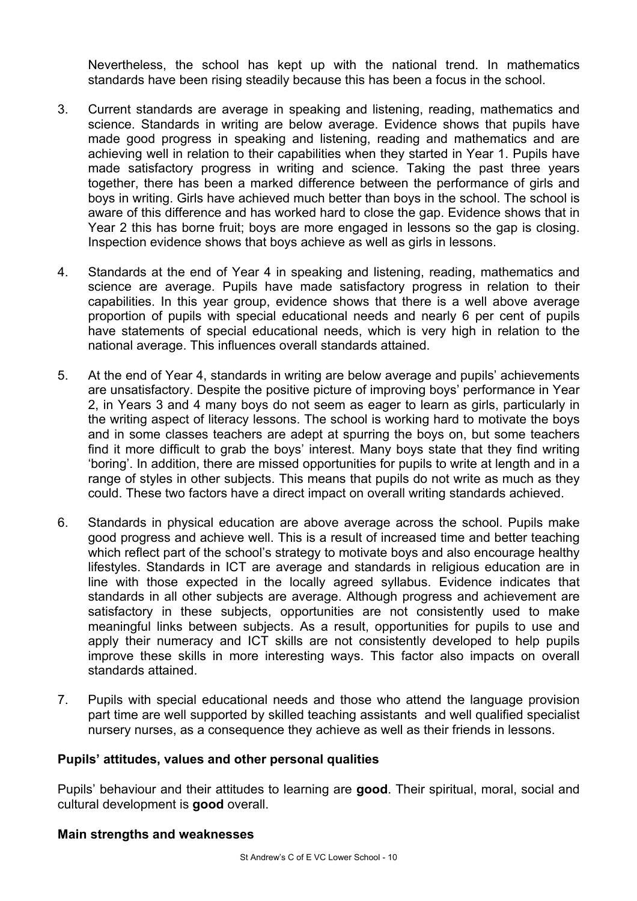Nevertheless, the school has kept up with the national trend. In mathematics standards have been rising steadily because this has been a focus in the school.

3. Current standards are average in speaking and listening, reading, mathematics and science. Standards in writing are below average. Evidence shows that pupils have made good progress in speaking and listening, reading and mathematics and are achieving well in relation to their capabilities when they started in Year 1. Pupils have made satisfactory progress in writing and science. Taking the past three years together, there has been a marked difference between the performance of girls and boys in writing. Girls have achieved much better than boys in the school. The school is aware of this difference and has worked hard to close the gap. Evidence shows that in Year 2 this has borne fruit; boys are more engaged in lessons so the gap is closing. Inspection evidence shows that boys achieve as well as girls in lessons.

4. Standards at the end of Year 4 in speaking and listening, reading, mathematics and science are average. Pupils have made satisfactory progress in relation to their capabilities. In this year group, evidence shows that there is a well above average proportion of pupils with special educational needs and nearly 6 per cent of pupils have statements of special educational needs, which is very high in relation to the national average. This influences overall standards attained.

5. At the end of Year 4, standards in writing are below average and pupils' achievements are unsatisfactory. Despite the positive picture of improving boys' performance in Year 2, in Years 3 and 4 many boys do not seem as eager to learn as girls, particularly in the writing aspect of literacy lessons. The school is working hard to motivate the boys and in some classes teachers are adept at spurring the boys on, but some teachers find it more difficult to grab the boys' interest. Many boys state that they find writing 'boring'. In addition, there are missed opportunities for pupils to write at length and in a range of styles in other subjects. This means that pupils do not write as much as they could. These two factors have a direct impact on overall writing standards achieved.

6. Standards in physical education are above average across the school. Pupils make good progress and achieve well. This is a result of increased time and better teaching which reflect part of the school's strategy to motivate boys and also encourage healthy lifestyles. Standards in ICT are average and standards in religious education are in line with those expected in the locally agreed syllabus. Evidence indicates that standards in all other subjects are average. Although progress and achievement are satisfactory in these subjects, opportunities are not consistently used to make meaningful links between subjects. As a result, opportunities for pupils to use and apply their numeracy and ICT skills are not consistently developed to help pupils improve these skills in more interesting ways. This factor also impacts on overall standards attained.

7. Pupils with special educational needs and those who attend the language provision part time are well supported by skilled teaching assistants and well qualified specialist nursery nurses, as a consequence they achieve as well as their friends in lessons.

### Pupils' attitudes, values and other personal qualities

Pupils' behaviour and their attitudes to learning are **good**. Their spiritual, moral, social and cultural development is **good** overall.

### Main strengths and weaknesses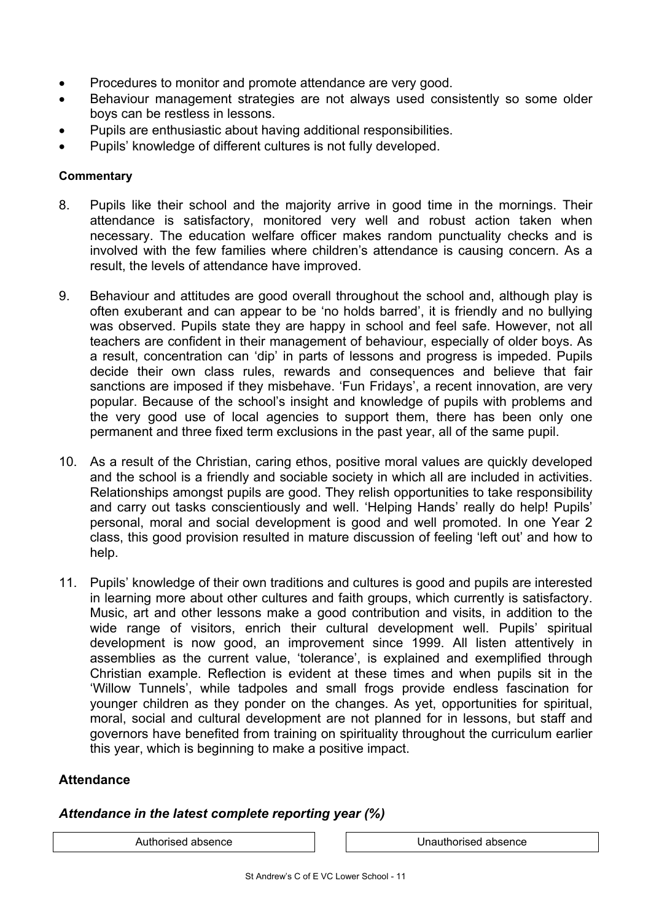- Procedures to monitor and promote attendance are very good.
- Behaviour management strategies are not always used consistently so some older boys can be restless in lessons.
- Pupils are enthusiastic about having additional responsibilities.
- Pupils' knowledge of different cultures is not fully developed.

**Commentary**

8. Pupils like their school and the majority arrive in good time in the mornings. Their attendance is satisfactory, monitored very well and robust action taken when necessary. The education welfare officer makes random punctuality checks and is involved with the few families where children's attendance is causing concern. As a result, the levels of attendance have improved.

9. Behaviour and attitudes are good overall throughout the school and, although play is often exuberant and can appear to be 'no holds barred', it is friendly and no bullying was observed. Pupils state they are happy in school and feel safe. However, not all teachers are confident in their management of behaviour, especially of older boys. As a result, concentration can 'dip' in parts of lessons and progress is impeded. Pupils decide their own class rules, rewards and consequences and believe that fair sanctions are imposed if they misbehave. 'Fun Fridays', a recent innovation, are very popular. Because of the school's insight and knowledge of pupils with problems and the very good use of local agencies to support them, there has been only one permanent and three fixed term exclusions in the past year, all of the same pupil.

10. As a result of the Christian, caring ethos, positive moral values are quickly developed and the school is a friendly and sociable society in which all are included in activities. Relationships amongst pupils are good. They relish opportunities to take responsibility and carry out tasks conscientiously and well. 'Helping Hands' really do help! Pupils' personal, moral and social development is good and well promoted. In one Year 2 class, this good provision resulted in mature discussion of feeling 'left out' and how to help.

11. Pupils' knowledge of their own traditions and cultures is good and pupils are interested in learning more about other cultures and faith groups, which currently is satisfactory. Music, art and other lessons make a good contribution and visits, in addition to the wide range of visitors, enrich their cultural development well. Pupils' spiritual development is now good, an improvement since 1999. All listen attentively in assemblies as the current value, 'tolerance', is explained and exemplified through Christian example. Reflection is evident at these times and when pupils sit in the 'Willow Tunnels', while tadpoles and small frogs provide endless fascination for younger children as they ponder on the changes. As yet, opportunities for spiritual, moral, social and cultural development are not planned for in lessons, but staff and governors have benefited from training on spirituality throughout the curriculum earlier this year, which is beginning to make a positive impact.

## Attendance

***Attendance in the latest complete reporting year (%)***

| Authorised absence | Unauthorised absence |
| --- | --- |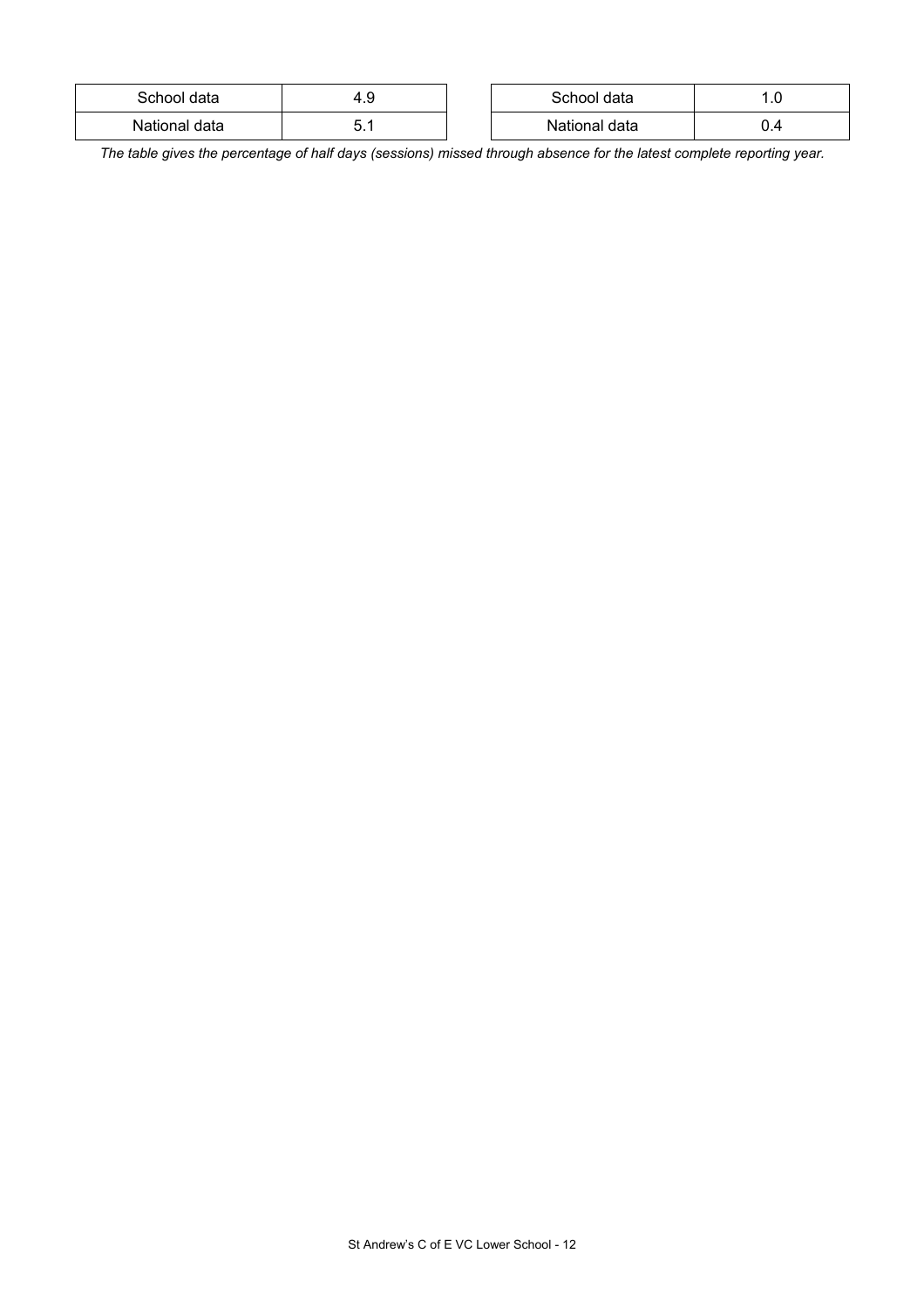| School data | 4.9 |
| --- | --- |
| National data | 5.1 |

| School data | 1.0 |
| --- | --- |
| National data | 0.4 |

*The table gives the percentage of half days (sessions) missed through absence for the latest complete reporting year.*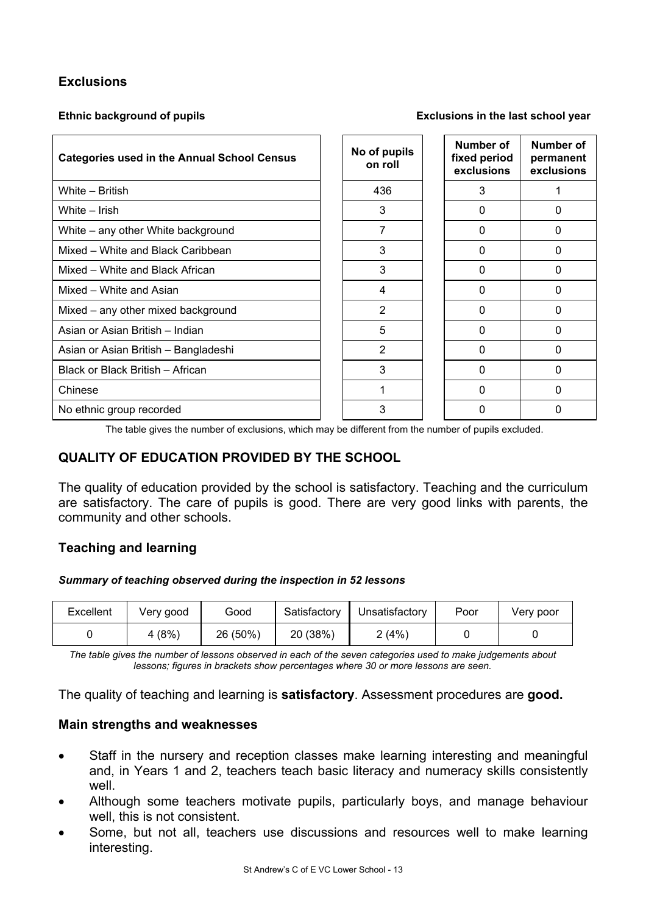## Exclusions

**Ethnic background of pupils** **Exclusions in the last school year**

| Categories used in the Annual School Census | No of pupils on roll | Number of fixed period exclusions | Number of permanent exclusions |
|---|---|---|---|
| White – British | 436 | 3 | 1 |
| White – Irish | 3 | 0 | 0 |
| White – any other White background | 7 | 0 | 0 |
| Mixed – White and Black Caribbean | 3 | 0 | 0 |
| Mixed – White and Black African | 3 | 0 | 0 |
| Mixed – White and Asian | 4 | 0 | 0 |
| Mixed – any other mixed background | 2 | 0 | 0 |
| Asian or Asian British – Indian | 5 | 0 | 0 |
| Asian or Asian British – Bangladeshi | 2 | 0 | 0 |
| Black or Black British – African | 3 | 0 | 0 |
| Chinese | 1 | 0 | 0 |
| No ethnic group recorded | 3 | 0 | 0 |

The table gives the number of exclusions, which may be different from the number of pupils excluded.

## QUALITY OF EDUCATION PROVIDED BY THE SCHOOL

The quality of education provided by the school is satisfactory. Teaching and the curriculum are satisfactory. The care of pupils is good. There are very good links with parents, the community and other schools.

### Teaching and learning

***Summary of teaching observed during the inspection in 52 lessons***

| Excellent | Very good | Good | Satisfactory | Unsatisfactory | Poor | Very poor |
|---|---|---|---|---|---|---|
| 0 | 4 (8%) | 26 (50%) | 20 (38%) | 2 (4%) | 0 | 0 |

*The table gives the number of lessons observed in each of the seven categories used to make judgements about lessons; figures in brackets show percentages where 30 or more lessons are seen.*

The quality of teaching and learning is **satisfactory**. Assessment procedures are **good.**

### Main strengths and weaknesses

- Staff in the nursery and reception classes make learning interesting and meaningful and, in Years 1 and 2, teachers teach basic literacy and numeracy skills consistently well.
- Although some teachers motivate pupils, particularly boys, and manage behaviour well, this is not consistent.
- Some, but not all, teachers use discussions and resources well to make learning interesting.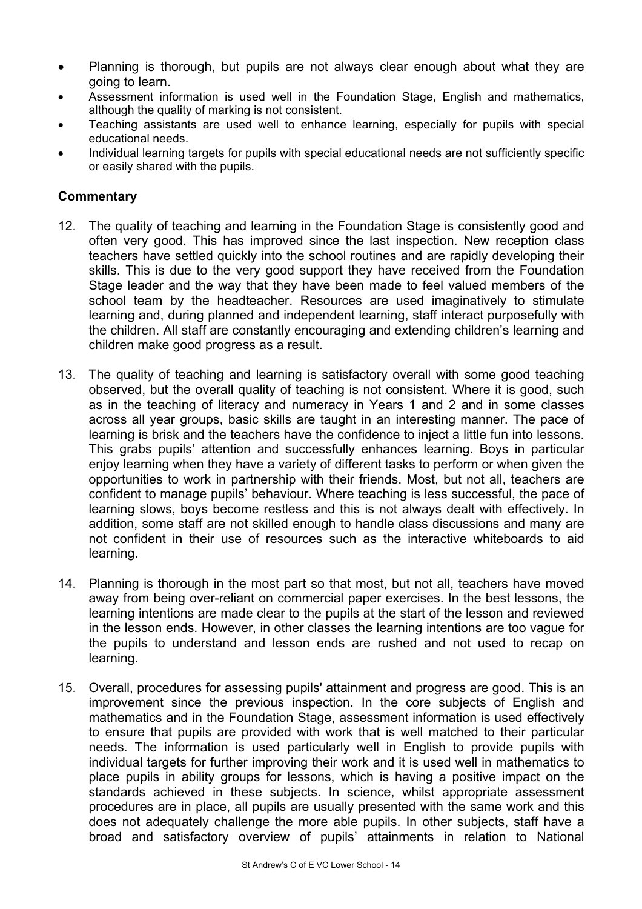- Planning is thorough, but pupils are not always clear enough about what they are going to learn.
- Assessment information is used well in the Foundation Stage, English and mathematics, although the quality of marking is not consistent.
- Teaching assistants are used well to enhance learning, especially for pupils with special educational needs.
- Individual learning targets for pupils with special educational needs are not sufficiently specific or easily shared with the pupils.

**Commentary**

12. The quality of teaching and learning in the Foundation Stage is consistently good and often very good. This has improved since the last inspection. New reception class teachers have settled quickly into the school routines and are rapidly developing their skills. This is due to the very good support they have received from the Foundation Stage leader and the way that they have been made to feel valued members of the school team by the headteacher. Resources are used imaginatively to stimulate learning and, during planned and independent learning, staff interact purposefully with the children. All staff are constantly encouraging and extending children's learning and children make good progress as a result.

13. The quality of teaching and learning is satisfactory overall with some good teaching observed, but the overall quality of teaching is not consistent. Where it is good, such as in the teaching of literacy and numeracy in Years 1 and 2 and in some classes across all year groups, basic skills are taught in an interesting manner. The pace of learning is brisk and the teachers have the confidence to inject a little fun into lessons. This grabs pupils' attention and successfully enhances learning. Boys in particular enjoy learning when they have a variety of different tasks to perform or when given the opportunities to work in partnership with their friends. Most, but not all, teachers are confident to manage pupils' behaviour. Where teaching is less successful, the pace of learning slows, boys become restless and this is not always dealt with effectively. In addition, some staff are not skilled enough to handle class discussions and many are not confident in their use of resources such as the interactive whiteboards to aid learning.

14. Planning is thorough in the most part so that most, but not all, teachers have moved away from being over-reliant on commercial paper exercises. In the best lessons, the learning intentions are made clear to the pupils at the start of the lesson and reviewed in the lesson ends. However, in other classes the learning intentions are too vague for the pupils to understand and lesson ends are rushed and not used to recap on learning.

15. Overall, procedures for assessing pupils' attainment and progress are good. This is an improvement since the previous inspection. In the core subjects of English and mathematics and in the Foundation Stage, assessment information is used effectively to ensure that pupils are provided with work that is well matched to their particular needs. The information is used particularly well in English to provide pupils with individual targets for further improving their work and it is used well in mathematics to place pupils in ability groups for lessons, which is having a positive impact on the standards achieved in these subjects. In science, whilst appropriate assessment procedures are in place, all pupils are usually presented with the same work and this does not adequately challenge the more able pupils. In other subjects, staff have a broad and satisfactory overview of pupils' attainments in relation to National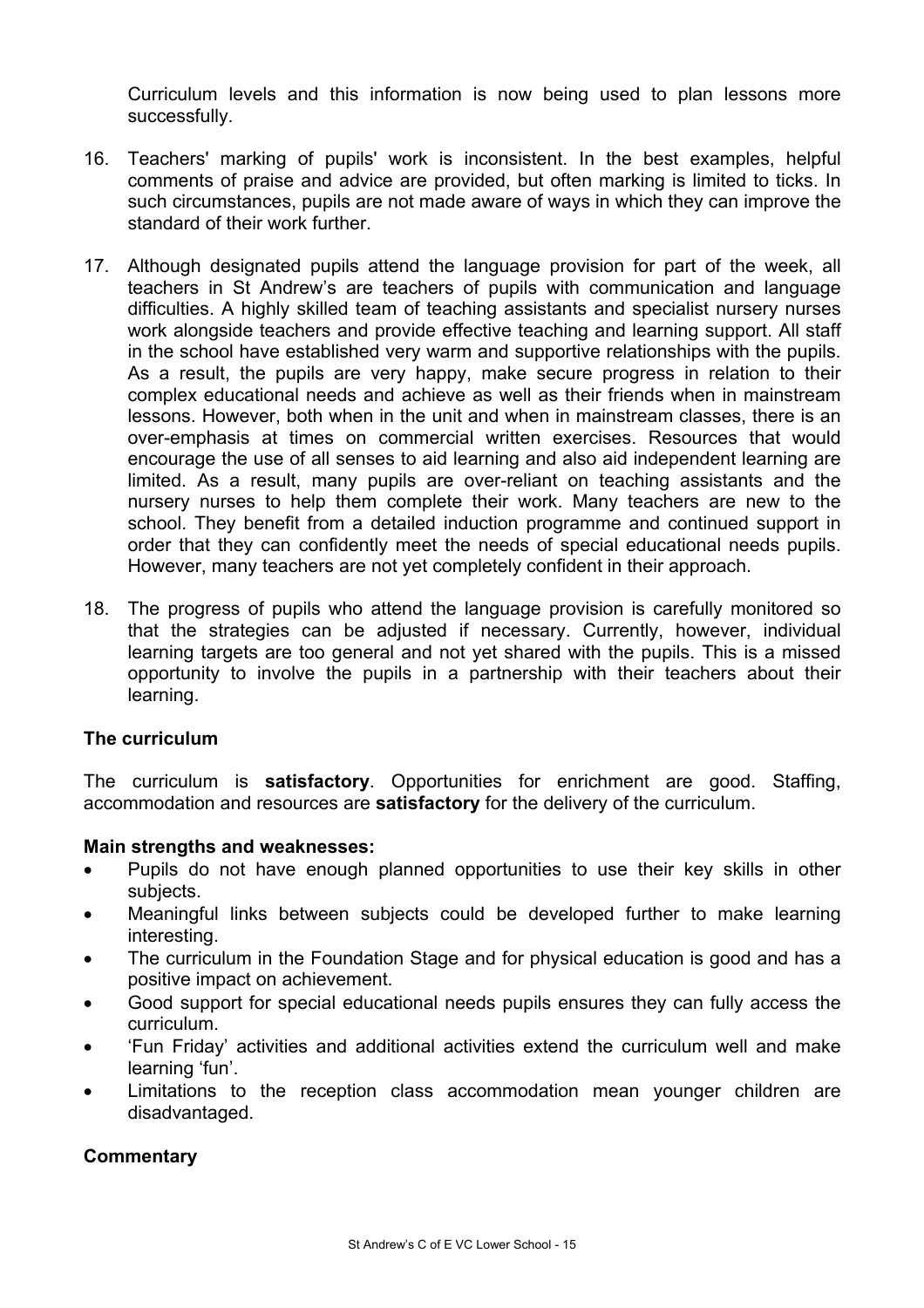Curriculum levels and this information is now being used to plan lessons more successfully.

16. Teachers' marking of pupils' work is inconsistent. In the best examples, helpful comments of praise and advice are provided, but often marking is limited to ticks. In such circumstances, pupils are not made aware of ways in which they can improve the standard of their work further.

17. Although designated pupils attend the language provision for part of the week, all teachers in St Andrew's are teachers of pupils with communication and language difficulties. A highly skilled team of teaching assistants and specialist nursery nurses work alongside teachers and provide effective teaching and learning support. All staff in the school have established very warm and supportive relationships with the pupils. As a result, the pupils are very happy, make secure progress in relation to their complex educational needs and achieve as well as their friends when in mainstream lessons. However, both when in the unit and when in mainstream classes, there is an over-emphasis at times on commercial written exercises. Resources that would encourage the use of all senses to aid learning and also aid independent learning are limited. As a result, many pupils are over-reliant on teaching assistants and the nursery nurses to help them complete their work. Many teachers are new to the school. They benefit from a detailed induction programme and continued support in order that they can confidently meet the needs of special educational needs pupils. However, many teachers are not yet completely confident in their approach.

18. The progress of pupils who attend the language provision is carefully monitored so that the strategies can be adjusted if necessary. Currently, however, individual learning targets are too general and not yet shared with the pupils. This is a missed opportunity to involve the pupils in a partnership with their teachers about their learning.

### The curriculum

The curriculum is **satisfactory**. Opportunities for enrichment are good. Staffing, accommodation and resources are **satisfactory** for the delivery of the curriculum.

#### Main strengths and weaknesses:

- Pupils do not have enough planned opportunities to use their key skills in other subjects.
- Meaningful links between subjects could be developed further to make learning interesting.
- The curriculum in the Foundation Stage and for physical education is good and has a positive impact on achievement.
- Good support for special educational needs pupils ensures they can fully access the curriculum.
- 'Fun Friday' activities and additional activities extend the curriculum well and make learning 'fun'.
- Limitations to the reception class accommodation mean younger children are disadvantaged.

#### Commentary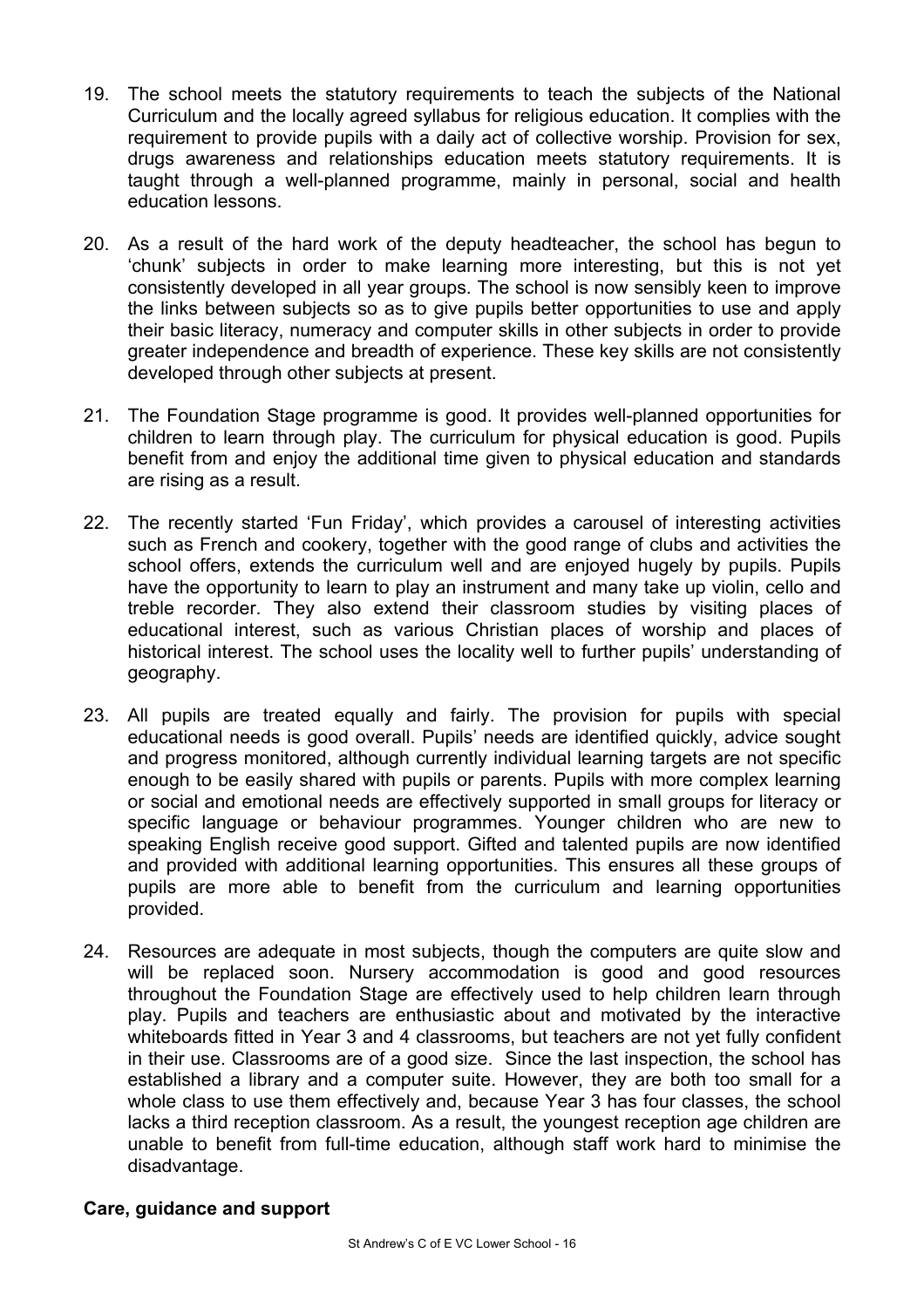19. The school meets the statutory requirements to teach the subjects of the National Curriculum and the locally agreed syllabus for religious education. It complies with the requirement to provide pupils with a daily act of collective worship. Provision for sex, drugs awareness and relationships education meets statutory requirements. It is taught through a well-planned programme, mainly in personal, social and health education lessons.

20. As a result of the hard work of the deputy headteacher, the school has begun to 'chunk' subjects in order to make learning more interesting, but this is not yet consistently developed in all year groups. The school is now sensibly keen to improve the links between subjects so as to give pupils better opportunities to use and apply their basic literacy, numeracy and computer skills in other subjects in order to provide greater independence and breadth of experience. These key skills are not consistently developed through other subjects at present.

21. The Foundation Stage programme is good. It provides well-planned opportunities for children to learn through play. The curriculum for physical education is good. Pupils benefit from and enjoy the additional time given to physical education and standards are rising as a result.

22. The recently started 'Fun Friday', which provides a carousel of interesting activities such as French and cookery, together with the good range of clubs and activities the school offers, extends the curriculum well and are enjoyed hugely by pupils. Pupils have the opportunity to learn to play an instrument and many take up violin, cello and treble recorder. They also extend their classroom studies by visiting places of educational interest, such as various Christian places of worship and places of historical interest. The school uses the locality well to further pupils' understanding of geography.

23. All pupils are treated equally and fairly. The provision for pupils with special educational needs is good overall. Pupils' needs are identified quickly, advice sought and progress monitored, although currently individual learning targets are not specific enough to be easily shared with pupils or parents. Pupils with more complex learning or social and emotional needs are effectively supported in small groups for literacy or specific language or behaviour programmes. Younger children who are new to speaking English receive good support. Gifted and talented pupils are now identified and provided with additional learning opportunities. This ensures all these groups of pupils are more able to benefit from the curriculum and learning opportunities provided.

24. Resources are adequate in most subjects, though the computers are quite slow and will be replaced soon. Nursery accommodation is good and good resources throughout the Foundation Stage are effectively used to help children learn through play. Pupils and teachers are enthusiastic about and motivated by the interactive whiteboards fitted in Year 3 and 4 classrooms, but teachers are not yet fully confident in their use. Classrooms are of a good size. Since the last inspection, the school has established a library and a computer suite. However, they are both too small for a whole class to use them effectively and, because Year 3 has four classes, the school lacks a third reception classroom. As a result, the youngest reception age children are unable to benefit from full-time education, although staff work hard to minimise the disadvantage.

### Care, guidance and support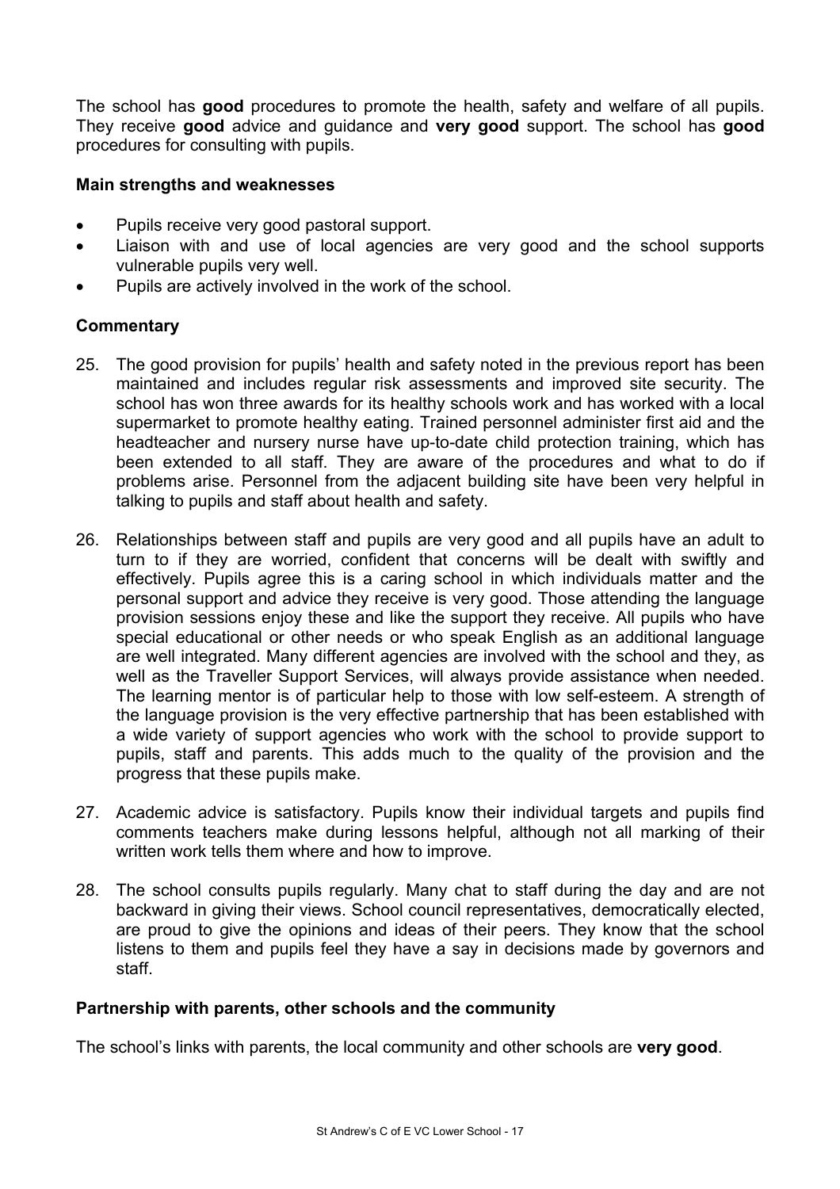The school has **good** procedures to promote the health, safety and welfare of all pupils. They receive **good** advice and guidance and **very good** support. The school has **good** procedures for consulting with pupils.

#### Main strengths and weaknesses

- Pupils receive very good pastoral support.
- Liaison with and use of local agencies are very good and the school supports vulnerable pupils very well.
- Pupils are actively involved in the work of the school.

#### Commentary

25. The good provision for pupils' health and safety noted in the previous report has been maintained and includes regular risk assessments and improved site security. The school has won three awards for its healthy schools work and has worked with a local supermarket to promote healthy eating. Trained personnel administer first aid and the headteacher and nursery nurse have up-to-date child protection training, which has been extended to all staff. They are aware of the procedures and what to do if problems arise. Personnel from the adjacent building site have been very helpful in talking to pupils and staff about health and safety.

26. Relationships between staff and pupils are very good and all pupils have an adult to turn to if they are worried, confident that concerns will be dealt with swiftly and effectively. Pupils agree this is a caring school in which individuals matter and the personal support and advice they receive is very good. Those attending the language provision sessions enjoy these and like the support they receive. All pupils who have special educational or other needs or who speak English as an additional language are well integrated. Many different agencies are involved with the school and they, as well as the Traveller Support Services, will always provide assistance when needed. The learning mentor is of particular help to those with low self-esteem. A strength of the language provision is the very effective partnership that has been established with a wide variety of support agencies who work with the school to provide support to pupils, staff and parents. This adds much to the quality of the provision and the progress that these pupils make.

27. Academic advice is satisfactory. Pupils know their individual targets and pupils find comments teachers make during lessons helpful, although not all marking of their written work tells them where and how to improve.

28. The school consults pupils regularly. Many chat to staff during the day and are not backward in giving their views. School council representatives, democratically elected, are proud to give the opinions and ideas of their peers. They know that the school listens to them and pupils feel they have a say in decisions made by governors and staff.

### Partnership with parents, other schools and the community

The school's links with parents, the local community and other schools are **very good**.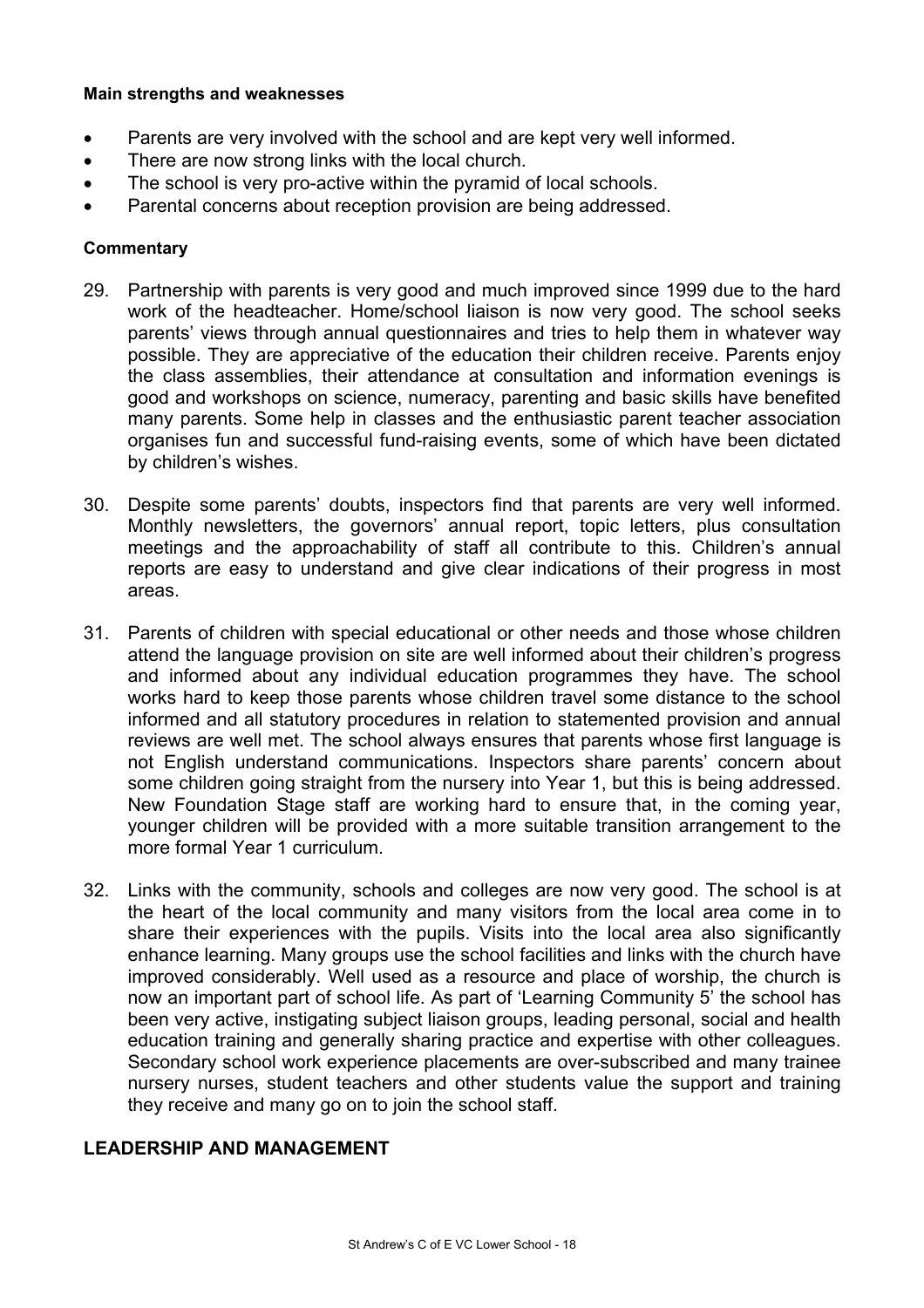**Main strengths and weaknesses**

- Parents are very involved with the school and are kept very well informed.
- There are now strong links with the local church.
- The school is very pro-active within the pyramid of local schools.
- Parental concerns about reception provision are being addressed.

**Commentary**

29. Partnership with parents is very good and much improved since 1999 due to the hard work of the headteacher. Home/school liaison is now very good. The school seeks parents' views through annual questionnaires and tries to help them in whatever way possible. They are appreciative of the education their children receive. Parents enjoy the class assemblies, their attendance at consultation and information evenings is good and workshops on science, numeracy, parenting and basic skills have benefited many parents. Some help in classes and the enthusiastic parent teacher association organises fun and successful fund-raising events, some of which have been dictated by children's wishes.

30. Despite some parents' doubts, inspectors find that parents are very well informed. Monthly newsletters, the governors' annual report, topic letters, plus consultation meetings and the approachability of staff all contribute to this. Children's annual reports are easy to understand and give clear indications of their progress in most areas.

31. Parents of children with special educational or other needs and those whose children attend the language provision on site are well informed about their children's progress and informed about any individual education programmes they have. The school works hard to keep those parents whose children travel some distance to the school informed and all statutory procedures in relation to statemented provision and annual reviews are well met. The school always ensures that parents whose first language is not English understand communications. Inspectors share parents' concern about some children going straight from the nursery into Year 1, but this is being addressed. New Foundation Stage staff are working hard to ensure that, in the coming year, younger children will be provided with a more suitable transition arrangement to the more formal Year 1 curriculum.

32. Links with the community, schools and colleges are now very good. The school is at the heart of the local community and many visitors from the local area come in to share their experiences with the pupils. Visits into the local area also significantly enhance learning. Many groups use the school facilities and links with the church have improved considerably. Well used as a resource and place of worship, the church is now an important part of school life. As part of 'Learning Community 5' the school has been very active, instigating subject liaison groups, leading personal, social and health education training and generally sharing practice and expertise with other colleagues. Secondary school work experience placements are over-subscribed and many trainee nursery nurses, student teachers and other students value the support and training they receive and many go on to join the school staff.

## LEADERSHIP AND MANAGEMENT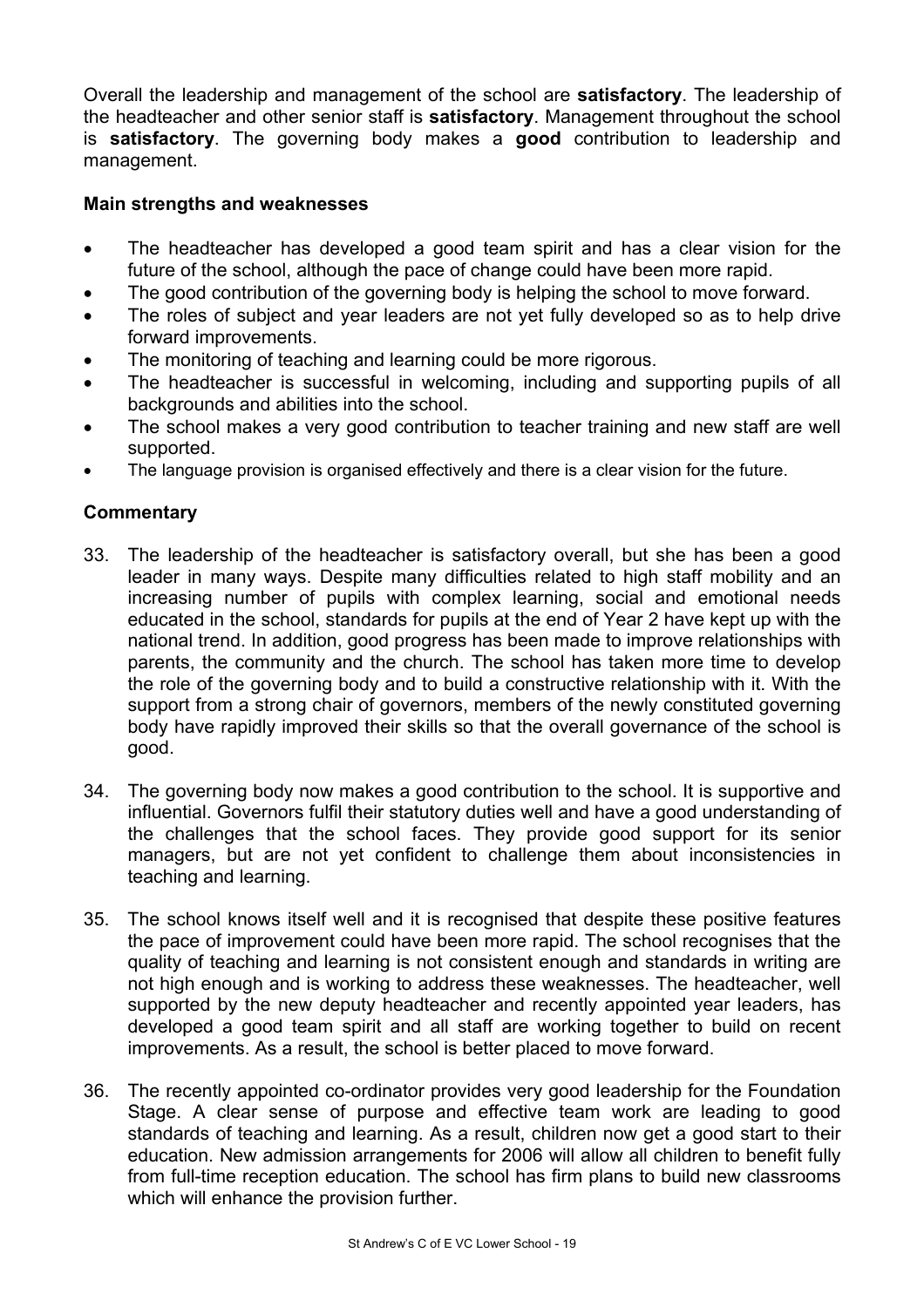Overall the leadership and management of the school are **satisfactory**. The leadership of the headteacher and other senior staff is **satisfactory**. Management throughout the school is **satisfactory**. The governing body makes a **good** contribution to leadership and management.

### Main strengths and weaknesses

- The headteacher has developed a good team spirit and has a clear vision for the future of the school, although the pace of change could have been more rapid.
- The good contribution of the governing body is helping the school to move forward.
- The roles of subject and year leaders are not yet fully developed so as to help drive forward improvements.
- The monitoring of teaching and learning could be more rigorous.
- The headteacher is successful in welcoming, including and supporting pupils of all backgrounds and abilities into the school.
- The school makes a very good contribution to teacher training and new staff are well supported.
- The language provision is organised effectively and there is a clear vision for the future.

### Commentary

33. The leadership of the headteacher is satisfactory overall, but she has been a good leader in many ways. Despite many difficulties related to high staff mobility and an increasing number of pupils with complex learning, social and emotional needs educated in the school, standards for pupils at the end of Year 2 have kept up with the national trend. In addition, good progress has been made to improve relationships with parents, the community and the church. The school has taken more time to develop the role of the governing body and to build a constructive relationship with it. With the support from a strong chair of governors, members of the newly constituted governing body have rapidly improved their skills so that the overall governance of the school is good.

34. The governing body now makes a good contribution to the school. It is supportive and influential. Governors fulfil their statutory duties well and have a good understanding of the challenges that the school faces. They provide good support for its senior managers, but are not yet confident to challenge them about inconsistencies in teaching and learning.

35. The school knows itself well and it is recognised that despite these positive features the pace of improvement could have been more rapid. The school recognises that the quality of teaching and learning is not consistent enough and standards in writing are not high enough and is working to address these weaknesses. The headteacher, well supported by the new deputy headteacher and recently appointed year leaders, has developed a good team spirit and all staff are working together to build on recent improvements. As a result, the school is better placed to move forward.

36. The recently appointed co-ordinator provides very good leadership for the Foundation Stage. A clear sense of purpose and effective team work are leading to good standards of teaching and learning. As a result, children now get a good start to their education. New admission arrangements for 2006 will allow all children to benefit fully from full-time reception education. The school has firm plans to build new classrooms which will enhance the provision further.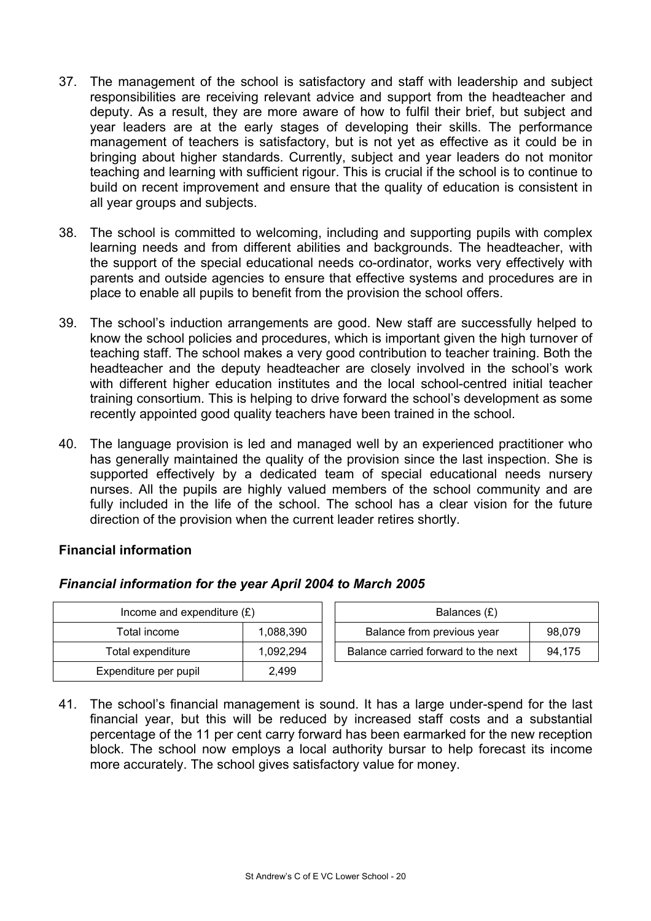37. The management of the school is satisfactory and staff with leadership and subject responsibilities are receiving relevant advice and support from the headteacher and deputy. As a result, they are more aware of how to fulfil their brief, but subject and year leaders are at the early stages of developing their skills. The performance management of teachers is satisfactory, but is not yet as effective as it could be in bringing about higher standards. Currently, subject and year leaders do not monitor teaching and learning with sufficient rigour. This is crucial if the school is to continue to build on recent improvement and ensure that the quality of education is consistent in all year groups and subjects.

38. The school is committed to welcoming, including and supporting pupils with complex learning needs and from different abilities and backgrounds. The headteacher, with the support of the special educational needs co-ordinator, works very effectively with parents and outside agencies to ensure that effective systems and procedures are in place to enable all pupils to benefit from the provision the school offers.

39. The school's induction arrangements are good. New staff are successfully helped to know the school policies and procedures, which is important given the high turnover of teaching staff. The school makes a very good contribution to teacher training. Both the headteacher and the deputy headteacher are closely involved in the school's work with different higher education institutes and the local school-centred initial teacher training consortium. This is helping to drive forward the school's development as some recently appointed good quality teachers have been trained in the school.

40. The language provision is led and managed well by an experienced practitioner who has generally maintained the quality of the provision since the last inspection. She is supported effectively by a dedicated team of special educational needs nursery nurses. All the pupils are highly valued members of the school community and are fully included in the life of the school. The school has a clear vision for the future direction of the provision when the current leader retires shortly.

**Financial information**

***Financial information for the year April 2004 to March 2005***

| Income and expenditure (£) | |
|---|---|
| Total income | 1,088,390 |
| Total expenditure | 1,092,294 |
| Expenditure per pupil | 2,499 |

| Balances (£) | |
|---|---|
| Balance from previous year | 98,079 |
| Balance carried forward to the next | 94,175 |

41. The school's financial management is sound. It has a large under-spend for the last financial year, but this will be reduced by increased staff costs and a substantial percentage of the 11 per cent carry forward has been earmarked for the new reception block. The school now employs a local authority bursar to help forecast its income more accurately. The school gives satisfactory value for money.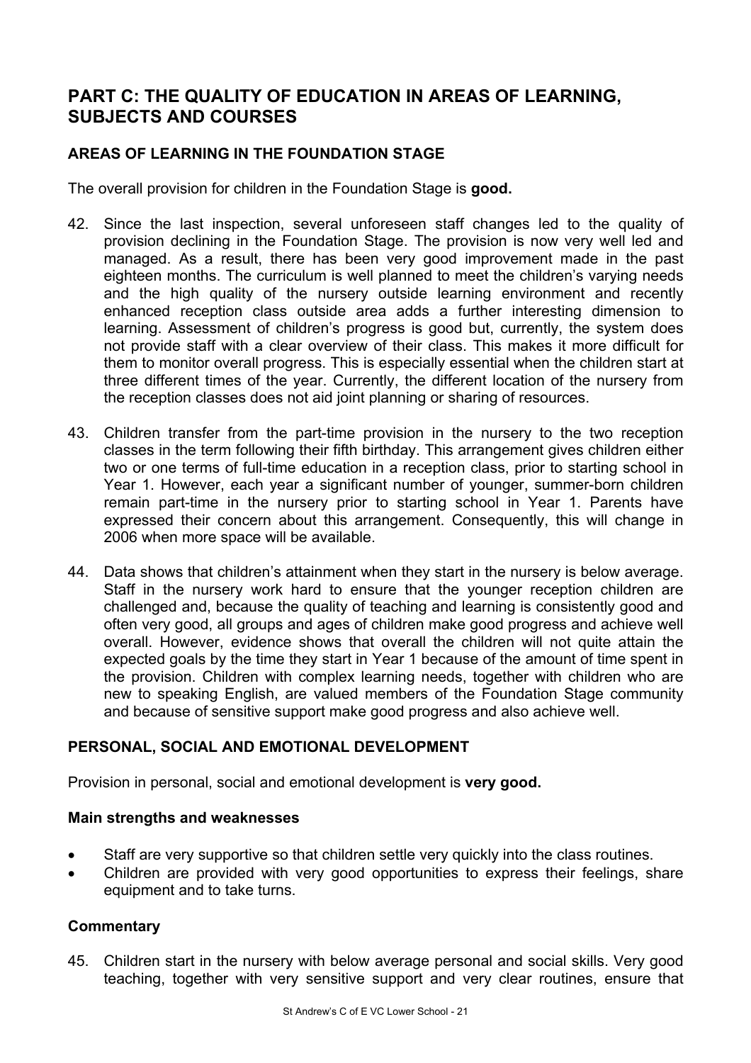## PART C: THE QUALITY OF EDUCATION IN AREAS OF LEARNING, SUBJECTS AND COURSES

### AREAS OF LEARNING IN THE FOUNDATION STAGE

The overall provision for children in the Foundation Stage is **good.**

42. Since the last inspection, several unforeseen staff changes led to the quality of provision declining in the Foundation Stage. The provision is now very well led and managed. As a result, there has been very good improvement made in the past eighteen months. The curriculum is well planned to meet the children's varying needs and the high quality of the nursery outside learning environment and recently enhanced reception class outside area adds a further interesting dimension to learning. Assessment of children's progress is good but, currently, the system does not provide staff with a clear overview of their class. This makes it more difficult for them to monitor overall progress. This is especially essential when the children start at three different times of the year. Currently, the different location of the nursery from the reception classes does not aid joint planning or sharing of resources.

43. Children transfer from the part-time provision in the nursery to the two reception classes in the term following their fifth birthday. This arrangement gives children either two or one terms of full-time education in a reception class, prior to starting school in Year 1. However, each year a significant number of younger, summer-born children remain part-time in the nursery prior to starting school in Year 1. Parents have expressed their concern about this arrangement. Consequently, this will change in 2006 when more space will be available.

44. Data shows that children's attainment when they start in the nursery is below average. Staff in the nursery work hard to ensure that the younger reception children are challenged and, because the quality of teaching and learning is consistently good and often very good, all groups and ages of children make good progress and achieve well overall. However, evidence shows that overall the children will not quite attain the expected goals by the time they start in Year 1 because of the amount of time spent in the provision. Children with complex learning needs, together with children who are new to speaking English, are valued members of the Foundation Stage community and because of sensitive support make good progress and also achieve well.

### PERSONAL, SOCIAL AND EMOTIONAL DEVELOPMENT

Provision in personal, social and emotional development is **very good.**

#### Main strengths and weaknesses

- Staff are very supportive so that children settle very quickly into the class routines.
- Children are provided with very good opportunities to express their feelings, share equipment and to take turns.

#### Commentary

45. Children start in the nursery with below average personal and social skills. Very good teaching, together with very sensitive support and very clear routines, ensure that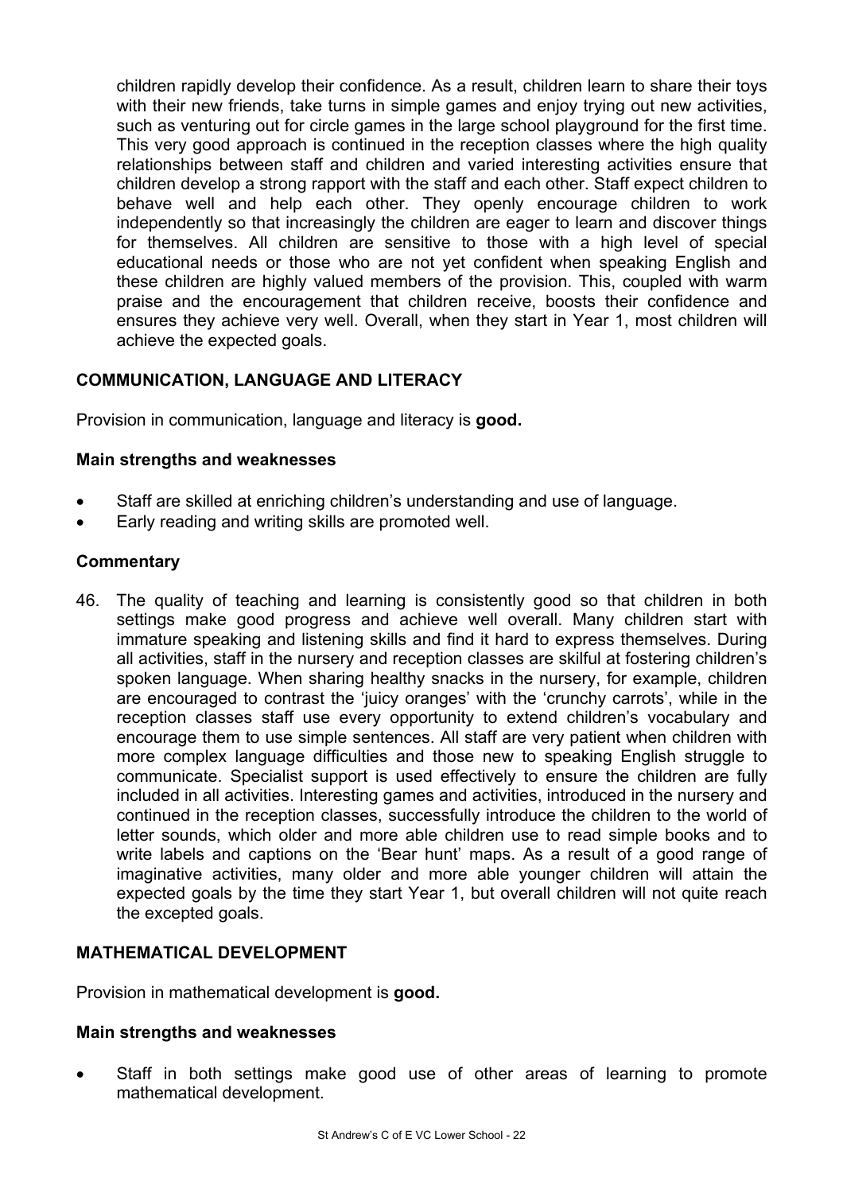children rapidly develop their confidence. As a result, children learn to share their toys with their new friends, take turns in simple games and enjoy trying out new activities, such as venturing out for circle games in the large school playground for the first time. This very good approach is continued in the reception classes where the high quality relationships between staff and children and varied interesting activities ensure that children develop a strong rapport with the staff and each other. Staff expect children to behave well and help each other. They openly encourage children to work independently so that increasingly the children are eager to learn and discover things for themselves. All children are sensitive to those with a high level of special educational needs or those who are not yet confident when speaking English and these children are highly valued members of the provision. This, coupled with warm praise and the encouragement that children receive, boosts their confidence and ensures they achieve very well. Overall, when they start in Year 1, most children will achieve the expected goals.

## COMMUNICATION, LANGUAGE AND LITERACY

Provision in communication, language and literacy is **good.**

### Main strengths and weaknesses

- Staff are skilled at enriching children's understanding and use of language.
- Early reading and writing skills are promoted well.

### Commentary

46. The quality of teaching and learning is consistently good so that children in both settings make good progress and achieve well overall. Many children start with immature speaking and listening skills and find it hard to express themselves. During all activities, staff in the nursery and reception classes are skilful at fostering children's spoken language. When sharing healthy snacks in the nursery, for example, children are encouraged to contrast the 'juicy oranges' with the 'crunchy carrots', while in the reception classes staff use every opportunity to extend children's vocabulary and encourage them to use simple sentences. All staff are very patient when children with more complex language difficulties and those new to speaking English struggle to communicate. Specialist support is used effectively to ensure the children are fully included in all activities. Interesting games and activities, introduced in the nursery and continued in the reception classes, successfully introduce the children to the world of letter sounds, which older and more able children use to read simple books and to write labels and captions on the 'Bear hunt' maps. As a result of a good range of imaginative activities, many older and more able younger children will attain the expected goals by the time they start Year 1, but overall children will not quite reach the excepted goals.

## MATHEMATICAL DEVELOPMENT

Provision in mathematical development is **good.**

### Main strengths and weaknesses

- Staff in both settings make good use of other areas of learning to promote mathematical development.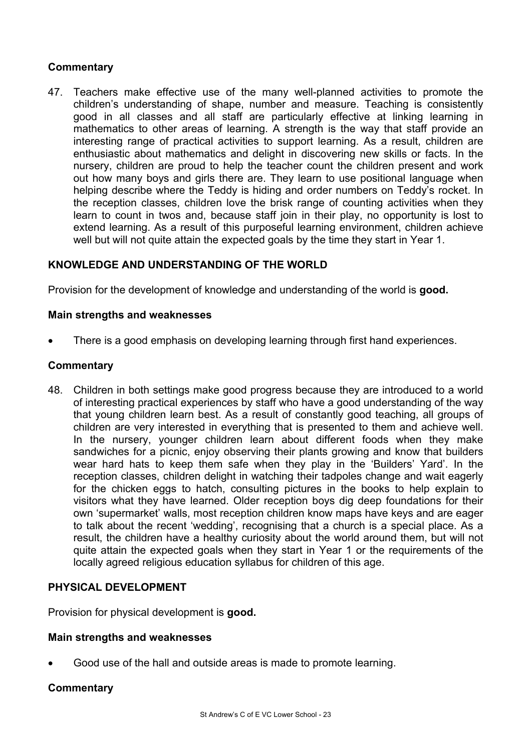### Commentary

47. Teachers make effective use of the many well-planned activities to promote the children's understanding of shape, number and measure. Teaching is consistently good in all classes and all staff are particularly effective at linking learning in mathematics to other areas of learning. A strength is the way that staff provide an interesting range of practical activities to support learning. As a result, children are enthusiastic about mathematics and delight in discovering new skills or facts. In the nursery, children are proud to help the teacher count the children present and work out how many boys and girls there are. They learn to use positional language when helping describe where the Teddy is hiding and order numbers on Teddy's rocket. In the reception classes, children love the brisk range of counting activities when they learn to count in twos and, because staff join in their play, no opportunity is lost to extend learning. As a result of this purposeful learning environment, children achieve well but will not quite attain the expected goals by the time they start in Year 1.

## KNOWLEDGE AND UNDERSTANDING OF THE WORLD

Provision for the development of knowledge and understanding of the world is **good.**

### Main strengths and weaknesses

- There is a good emphasis on developing learning through first hand experiences.

### Commentary

48. Children in both settings make good progress because they are introduced to a world of interesting practical experiences by staff who have a good understanding of the way that young children learn best. As a result of constantly good teaching, all groups of children are very interested in everything that is presented to them and achieve well. In the nursery, younger children learn about different foods when they make sandwiches for a picnic, enjoy observing their plants growing and know that builders wear hard hats to keep them safe when they play in the 'Builders' Yard'. In the reception classes, children delight in watching their tadpoles change and wait eagerly for the chicken eggs to hatch, consulting pictures in the books to help explain to visitors what they have learned. Older reception boys dig deep foundations for their own 'supermarket' walls, most reception children know maps have keys and are eager to talk about the recent 'wedding', recognising that a church is a special place. As a result, the children have a healthy curiosity about the world around them, but will not quite attain the expected goals when they start in Year 1 or the requirements of the locally agreed religious education syllabus for children of this age.

## PHYSICAL DEVELOPMENT

Provision for physical development is **good.**

### Main strengths and weaknesses

- Good use of the hall and outside areas is made to promote learning.

### Commentary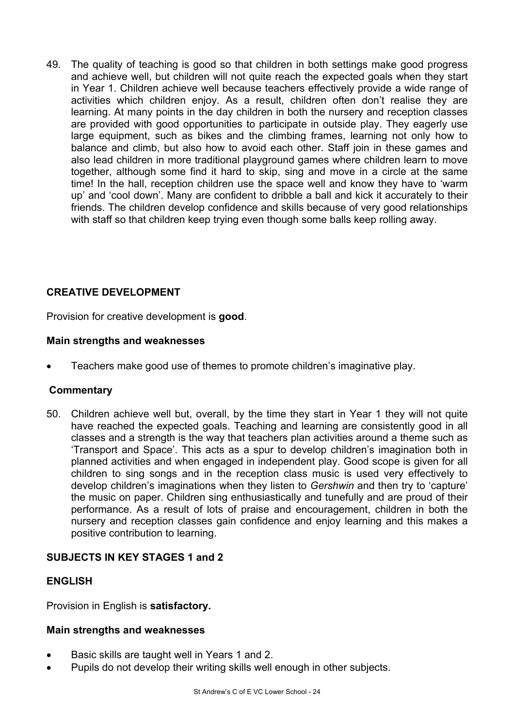49. The quality of teaching is good so that children in both settings make good progress and achieve well, but children will not quite reach the expected goals when they start in Year 1. Children achieve well because teachers effectively provide a wide range of activities which children enjoy. As a result, children often don't realise they are learning. At many points in the day children in both the nursery and reception classes are provided with good opportunities to participate in outside play. They eagerly use large equipment, such as bikes and the climbing frames, learning not only how to balance and climb, but also how to avoid each other. Staff join in these games and also lead children in more traditional playground games where children learn to move together, although some find it hard to skip, sing and move in a circle at the same time! In the hall, reception children use the space well and know they have to 'warm up' and 'cool down'. Many are confident to dribble a ball and kick it accurately to their friends. The children develop confidence and skills because of very good relationships with staff so that children keep trying even though some balls keep rolling away.

## CREATIVE DEVELOPMENT

Provision for creative development is **good**.

### Main strengths and weaknesses

- Teachers make good use of themes to promote children's imaginative play.

### Commentary

50. Children achieve well but, overall, by the time they start in Year 1 they will not quite have reached the expected goals. Teaching and learning are consistently good in all classes and a strength is the way that teachers plan activities around a theme such as 'Transport and Space'. This acts as a spur to develop children's imagination both in planned activities and when engaged in independent play. Good scope is given for all children to sing songs and in the reception class music is used very effectively to develop children's imaginations when they listen to *Gershwin* and then try to 'capture' the music on paper. Children sing enthusiastically and tunefully and are proud of their performance. As a result of lots of praise and encouragement, children in both the nursery and reception classes gain confidence and enjoy learning and this makes a positive contribution to learning.

## SUBJECTS IN KEY STAGES 1 and 2

## ENGLISH

Provision in English is **satisfactory.**

### Main strengths and weaknesses

- Basic skills are taught well in Years 1 and 2.
- Pupils do not develop their writing skills well enough in other subjects.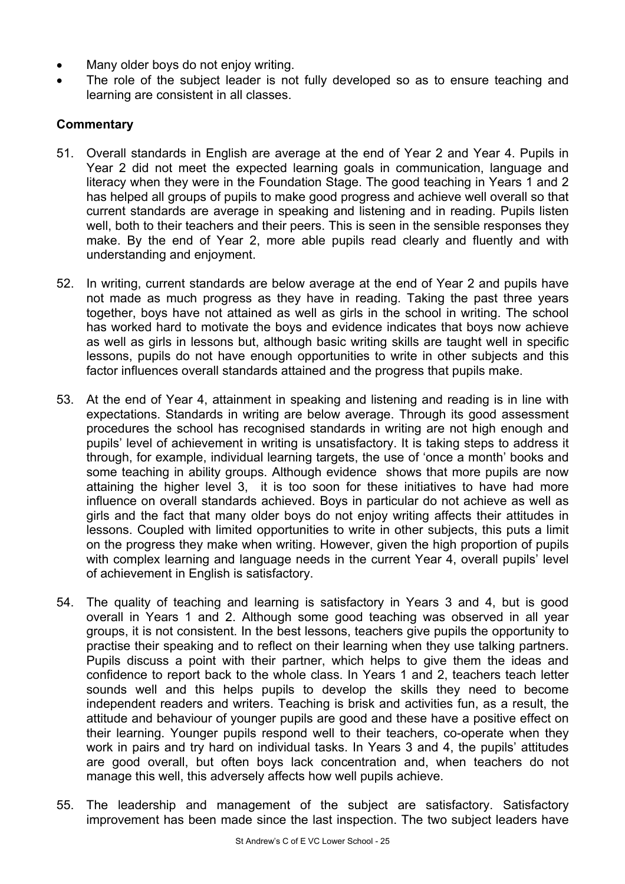- Many older boys do not enjoy writing.
- The role of the subject leader is not fully developed so as to ensure teaching and learning are consistent in all classes.

**Commentary**

51. Overall standards in English are average at the end of Year 2 and Year 4. Pupils in Year 2 did not meet the expected learning goals in communication, language and literacy when they were in the Foundation Stage. The good teaching in Years 1 and 2 has helped all groups of pupils to make good progress and achieve well overall so that current standards are average in speaking and listening and in reading. Pupils listen well, both to their teachers and their peers. This is seen in the sensible responses they make. By the end of Year 2, more able pupils read clearly and fluently and with understanding and enjoyment.

52. In writing, current standards are below average at the end of Year 2 and pupils have not made as much progress as they have in reading. Taking the past three years together, boys have not attained as well as girls in the school in writing. The school has worked hard to motivate the boys and evidence indicates that boys now achieve as well as girls in lessons but, although basic writing skills are taught well in specific lessons, pupils do not have enough opportunities to write in other subjects and this factor influences overall standards attained and the progress that pupils make.

53. At the end of Year 4, attainment in speaking and listening and reading is in line with expectations. Standards in writing are below average. Through its good assessment procedures the school has recognised standards in writing are not high enough and pupils' level of achievement in writing is unsatisfactory. It is taking steps to address it through, for example, individual learning targets, the use of 'once a month' books and some teaching in ability groups. Although evidence shows that more pupils are now attaining the higher level 3, it is too soon for these initiatives to have had more influence on overall standards achieved. Boys in particular do not achieve as well as girls and the fact that many older boys do not enjoy writing affects their attitudes in lessons. Coupled with limited opportunities to write in other subjects, this puts a limit on the progress they make when writing. However, given the high proportion of pupils with complex learning and language needs in the current Year 4, overall pupils' level of achievement in English is satisfactory.

54. The quality of teaching and learning is satisfactory in Years 3 and 4, but is good overall in Years 1 and 2. Although some good teaching was observed in all year groups, it is not consistent. In the best lessons, teachers give pupils the opportunity to practise their speaking and to reflect on their learning when they use talking partners. Pupils discuss a point with their partner, which helps to give them the ideas and confidence to report back to the whole class. In Years 1 and 2, teachers teach letter sounds well and this helps pupils to develop the skills they need to become independent readers and writers. Teaching is brisk and activities fun, as a result, the attitude and behaviour of younger pupils are good and these have a positive effect on their learning. Younger pupils respond well to their teachers, co-operate when they work in pairs and try hard on individual tasks. In Years 3 and 4, the pupils' attitudes are good overall, but often boys lack concentration and, when teachers do not manage this well, this adversely affects how well pupils achieve.

55. The leadership and management of the subject are satisfactory. Satisfactory improvement has been made since the last inspection. The two subject leaders have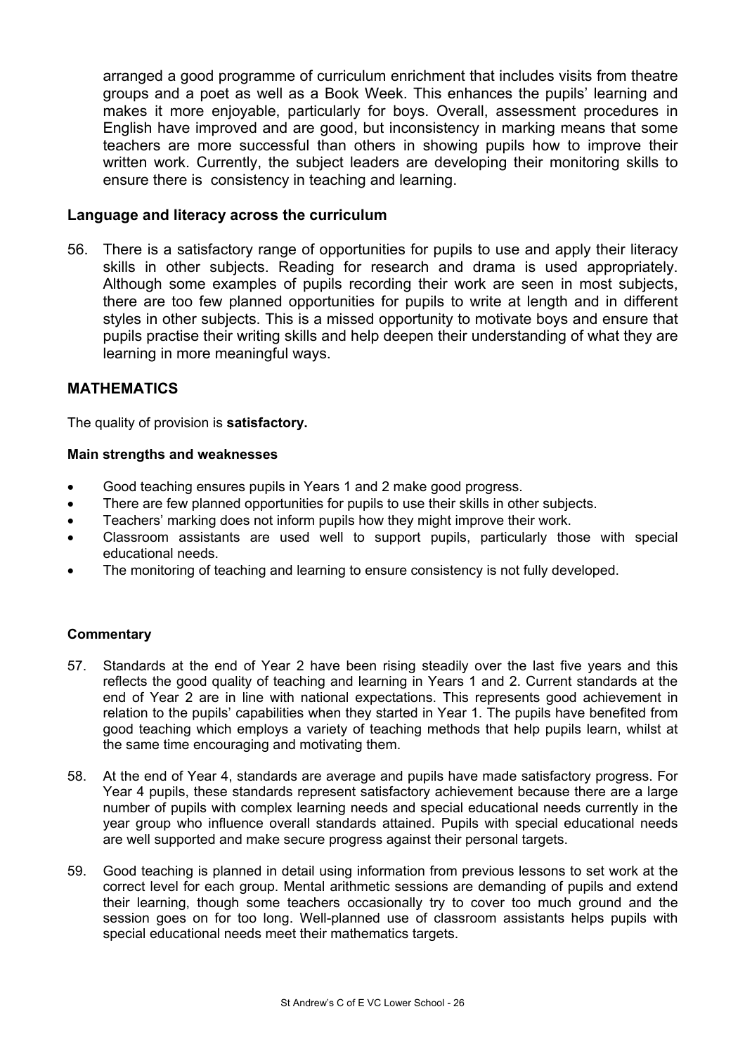arranged a good programme of curriculum enrichment that includes visits from theatre groups and a poet as well as a Book Week. This enhances the pupils' learning and makes it more enjoyable, particularly for boys. Overall, assessment procedures in English have improved and are good, but inconsistency in marking means that some teachers are more successful than others in showing pupils how to improve their written work. Currently, the subject leaders are developing their monitoring skills to ensure there is consistency in teaching and learning.

### Language and literacy across the curriculum

56. There is a satisfactory range of opportunities for pupils to use and apply their literacy skills in other subjects. Reading for research and drama is used appropriately. Although some examples of pupils recording their work are seen in most subjects, there are too few planned opportunities for pupils to write at length and in different styles in other subjects. This is a missed opportunity to motivate boys and ensure that pupils practise their writing skills and help deepen their understanding of what they are learning in more meaningful ways.

## MATHEMATICS

The quality of provision is **satisfactory.**

#### Main strengths and weaknesses

- Good teaching ensures pupils in Years 1 and 2 make good progress.
- There are few planned opportunities for pupils to use their skills in other subjects.
- Teachers' marking does not inform pupils how they might improve their work.
- Classroom assistants are used well to support pupils, particularly those with special educational needs.
- The monitoring of teaching and learning to ensure consistency is not fully developed.

#### Commentary

57. Standards at the end of Year 2 have been rising steadily over the last five years and this reflects the good quality of teaching and learning in Years 1 and 2. Current standards at the end of Year 2 are in line with national expectations. This represents good achievement in relation to the pupils' capabilities when they started in Year 1. The pupils have benefited from good teaching which employs a variety of teaching methods that help pupils learn, whilst at the same time encouraging and motivating them.

58. At the end of Year 4, standards are average and pupils have made satisfactory progress. For Year 4 pupils, these standards represent satisfactory achievement because there are a large number of pupils with complex learning needs and special educational needs currently in the year group who influence overall standards attained. Pupils with special educational needs are well supported and make secure progress against their personal targets.

59. Good teaching is planned in detail using information from previous lessons to set work at the correct level for each group. Mental arithmetic sessions are demanding of pupils and extend their learning, though some teachers occasionally try to cover too much ground and the session goes on for too long. Well-planned use of classroom assistants helps pupils with special educational needs meet their mathematics targets.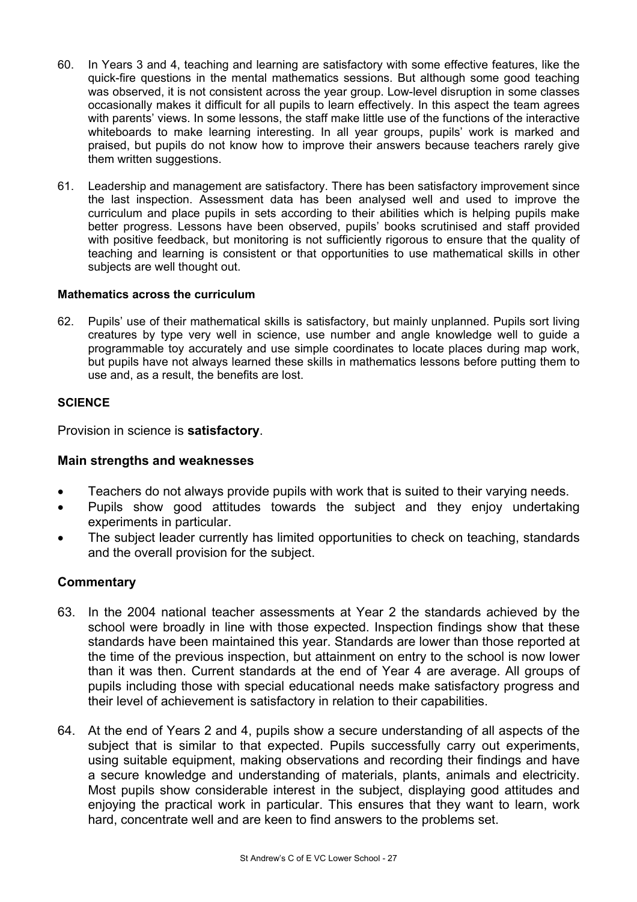60. In Years 3 and 4, teaching and learning are satisfactory with some effective features, like the quick-fire questions in the mental mathematics sessions. But although some good teaching was observed, it is not consistent across the year group. Low-level disruption in some classes occasionally makes it difficult for all pupils to learn effectively. In this aspect the team agrees with parents' views. In some lessons, the staff make little use of the functions of the interactive whiteboards to make learning interesting. In all year groups, pupils' work is marked and praised, but pupils do not know how to improve their answers because teachers rarely give them written suggestions.

61. Leadership and management are satisfactory. There has been satisfactory improvement since the last inspection. Assessment data has been analysed well and used to improve the curriculum and place pupils in sets according to their abilities which is helping pupils make better progress. Lessons have been observed, pupils' books scrutinised and staff provided with positive feedback, but monitoring is not sufficiently rigorous to ensure that the quality of teaching and learning is consistent or that opportunities to use mathematical skills in other subjects are well thought out.

#### Mathematics across the curriculum

62. Pupils' use of their mathematical skills is satisfactory, but mainly unplanned. Pupils sort living creatures by type very well in science, use number and angle knowledge well to guide a programmable toy accurately and use simple coordinates to locate places during map work, but pupils have not always learned these skills in mathematics lessons before putting them to use and, as a result, the benefits are lost.

### SCIENCE

Provision in science is **satisfactory**.

### Main strengths and weaknesses

- Teachers do not always provide pupils with work that is suited to their varying needs.
- Pupils show good attitudes towards the subject and they enjoy undertaking experiments in particular.
- The subject leader currently has limited opportunities to check on teaching, standards and the overall provision for the subject.

### Commentary

63. In the 2004 national teacher assessments at Year 2 the standards achieved by the school were broadly in line with those expected. Inspection findings show that these standards have been maintained this year. Standards are lower than those reported at the time of the previous inspection, but attainment on entry to the school is now lower than it was then. Current standards at the end of Year 4 are average. All groups of pupils including those with special educational needs make satisfactory progress and their level of achievement is satisfactory in relation to their capabilities.

64. At the end of Years 2 and 4, pupils show a secure understanding of all aspects of the subject that is similar to that expected. Pupils successfully carry out experiments, using suitable equipment, making observations and recording their findings and have a secure knowledge and understanding of materials, plants, animals and electricity. Most pupils show considerable interest in the subject, displaying good attitudes and enjoying the practical work in particular. This ensures that they want to learn, work hard, concentrate well and are keen to find answers to the problems set.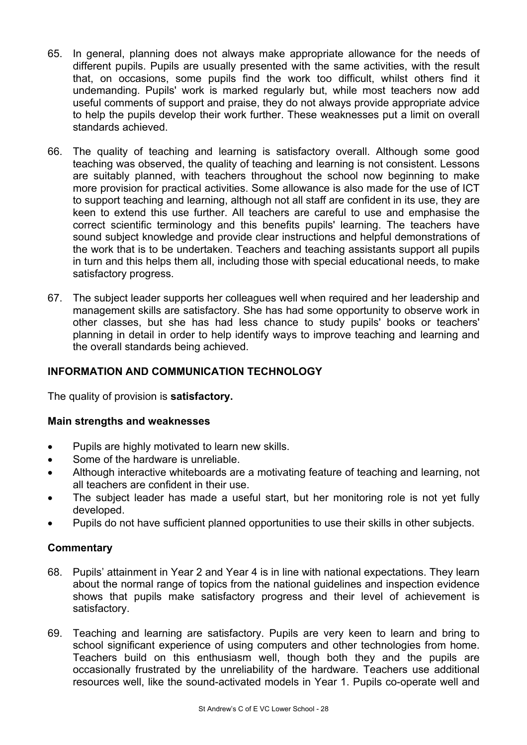65. In general, planning does not always make appropriate allowance for the needs of different pupils. Pupils are usually presented with the same activities, with the result that, on occasions, some pupils find the work too difficult, whilst others find it undemanding. Pupils' work is marked regularly but, while most teachers now add useful comments of support and praise, they do not always provide appropriate advice to help the pupils develop their work further. These weaknesses put a limit on overall standards achieved.

66. The quality of teaching and learning is satisfactory overall. Although some good teaching was observed, the quality of teaching and learning is not consistent. Lessons are suitably planned, with teachers throughout the school now beginning to make more provision for practical activities. Some allowance is also made for the use of ICT to support teaching and learning, although not all staff are confident in its use, they are keen to extend this use further. All teachers are careful to use and emphasise the correct scientific terminology and this benefits pupils' learning. The teachers have sound subject knowledge and provide clear instructions and helpful demonstrations of the work that is to be undertaken. Teachers and teaching assistants support all pupils in turn and this helps them all, including those with special educational needs, to make satisfactory progress.

67. The subject leader supports her colleagues well when required and her leadership and management skills are satisfactory. She has had some opportunity to observe work in other classes, but she has had less chance to study pupils' books or teachers' planning in detail in order to help identify ways to improve teaching and learning and the overall standards being achieved.

## INFORMATION AND COMMUNICATION TECHNOLOGY

The quality of provision is **satisfactory.**

### Main strengths and weaknesses

- Pupils are highly motivated to learn new skills.
- Some of the hardware is unreliable.
- Although interactive whiteboards are a motivating feature of teaching and learning, not all teachers are confident in their use.
- The subject leader has made a useful start, but her monitoring role is not yet fully developed.
- Pupils do not have sufficient planned opportunities to use their skills in other subjects.

### Commentary

68. Pupils' attainment in Year 2 and Year 4 is in line with national expectations. They learn about the normal range of topics from the national guidelines and inspection evidence shows that pupils make satisfactory progress and their level of achievement is satisfactory.

69. Teaching and learning are satisfactory. Pupils are very keen to learn and bring to school significant experience of using computers and other technologies from home. Teachers build on this enthusiasm well, though both they and the pupils are occasionally frustrated by the unreliability of the hardware. Teachers use additional resources well, like the sound-activated models in Year 1. Pupils co-operate well and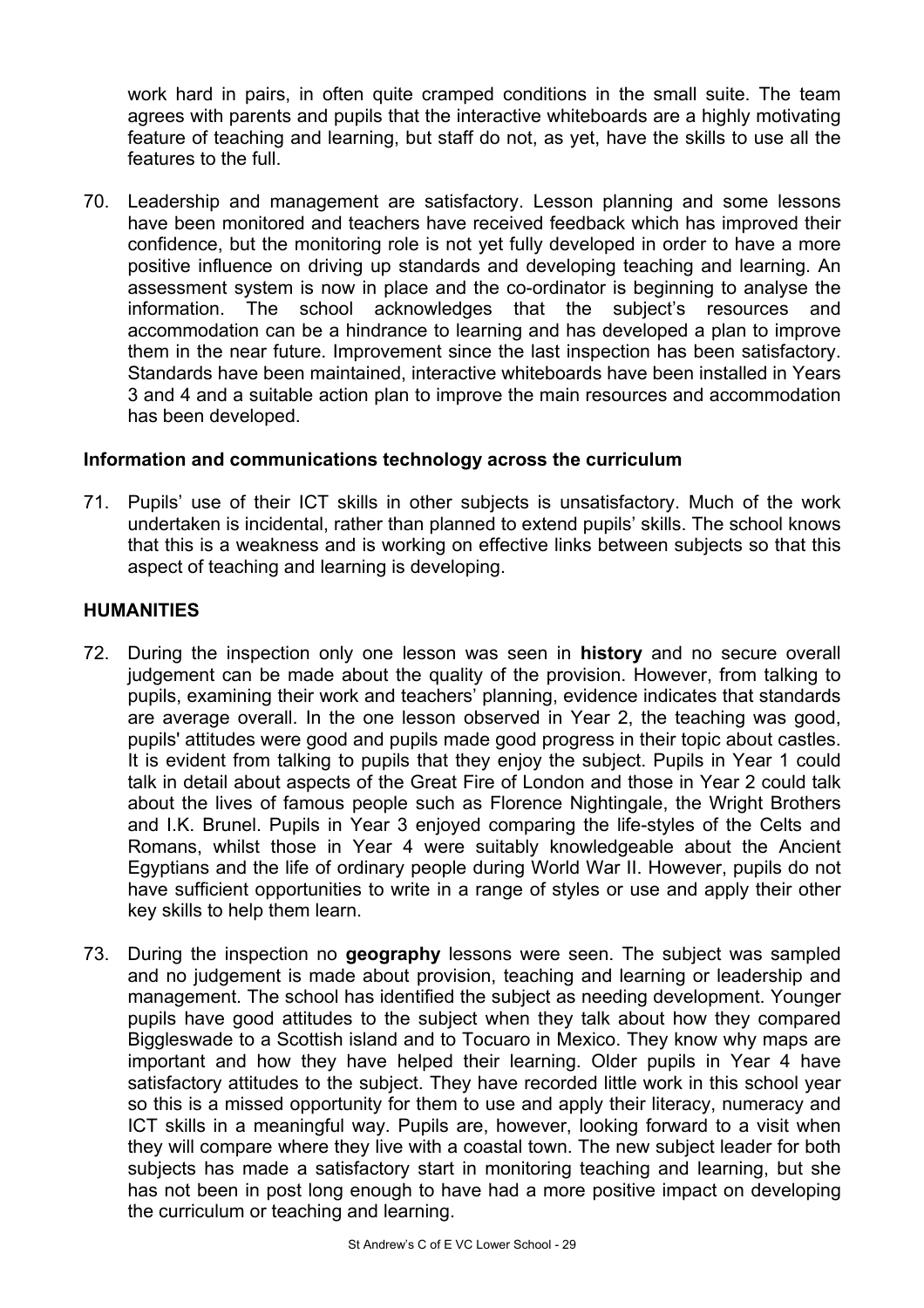work hard in pairs, in often quite cramped conditions in the small suite. The team agrees with parents and pupils that the interactive whiteboards are a highly motivating feature of teaching and learning, but staff do not, as yet, have the skills to use all the features to the full.

70. Leadership and management are satisfactory. Lesson planning and some lessons have been monitored and teachers have received feedback which has improved their confidence, but the monitoring role is not yet fully developed in order to have a more positive influence on driving up standards and developing teaching and learning. An assessment system is now in place and the co-ordinator is beginning to analyse the information. The school acknowledges that the subject's resources and accommodation can be a hindrance to learning and has developed a plan to improve them in the near future. Improvement since the last inspection has been satisfactory. Standards have been maintained, interactive whiteboards have been installed in Years 3 and 4 and a suitable action plan to improve the main resources and accommodation has been developed.

### Information and communications technology across the curriculum

71. Pupils' use of their ICT skills in other subjects is unsatisfactory. Much of the work undertaken is incidental, rather than planned to extend pupils' skills. The school knows that this is a weakness and is working on effective links between subjects so that this aspect of teaching and learning is developing.

## HUMANITIES

72. During the inspection only one lesson was seen in **history** and no secure overall judgement can be made about the quality of the provision. However, from talking to pupils, examining their work and teachers' planning, evidence indicates that standards are average overall. In the one lesson observed in Year 2, the teaching was good, pupils' attitudes were good and pupils made good progress in their topic about castles. It is evident from talking to pupils that they enjoy the subject. Pupils in Year 1 could talk in detail about aspects of the Great Fire of London and those in Year 2 could talk about the lives of famous people such as Florence Nightingale, the Wright Brothers and I.K. Brunel. Pupils in Year 3 enjoyed comparing the life-styles of the Celts and Romans, whilst those in Year 4 were suitably knowledgeable about the Ancient Egyptians and the life of ordinary people during World War II. However, pupils do not have sufficient opportunities to write in a range of styles or use and apply their other key skills to help them learn.

73. During the inspection no **geography** lessons were seen. The subject was sampled and no judgement is made about provision, teaching and learning or leadership and management. The school has identified the subject as needing development. Younger pupils have good attitudes to the subject when they talk about how they compared Biggleswade to a Scottish island and to Tocuaro in Mexico. They know why maps are important and how they have helped their learning. Older pupils in Year 4 have satisfactory attitudes to the subject. They have recorded little work in this school year so this is a missed opportunity for them to use and apply their literacy, numeracy and ICT skills in a meaningful way. Pupils are, however, looking forward to a visit when they will compare where they live with a coastal town. The new subject leader for both subjects has made a satisfactory start in monitoring teaching and learning, but she has not been in post long enough to have had a more positive impact on developing the curriculum or teaching and learning.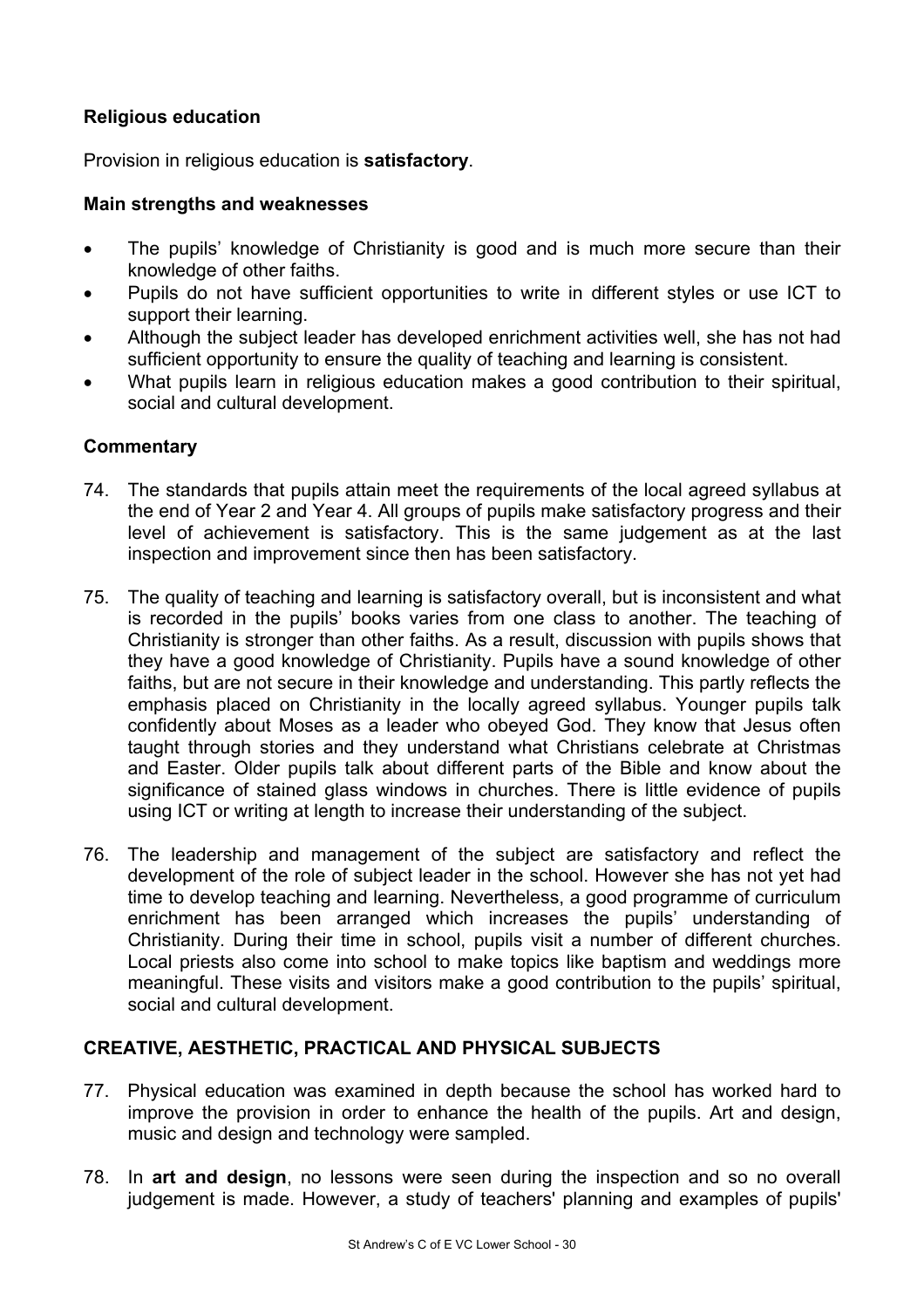### Religious education

Provision in religious education is **satisfactory**.

#### Main strengths and weaknesses

- The pupils' knowledge of Christianity is good and is much more secure than their knowledge of other faiths.
- Pupils do not have sufficient opportunities to write in different styles or use ICT to support their learning.
- Although the subject leader has developed enrichment activities well, she has not had sufficient opportunity to ensure the quality of teaching and learning is consistent.
- What pupils learn in religious education makes a good contribution to their spiritual, social and cultural development.

#### Commentary

74. The standards that pupils attain meet the requirements of the local agreed syllabus at the end of Year 2 and Year 4. All groups of pupils make satisfactory progress and their level of achievement is satisfactory. This is the same judgement as at the last inspection and improvement since then has been satisfactory.

75. The quality of teaching and learning is satisfactory overall, but is inconsistent and what is recorded in the pupils' books varies from one class to another. The teaching of Christianity is stronger than other faiths. As a result, discussion with pupils shows that they have a good knowledge of Christianity. Pupils have a sound knowledge of other faiths, but are not secure in their knowledge and understanding. This partly reflects the emphasis placed on Christianity in the locally agreed syllabus. Younger pupils talk confidently about Moses as a leader who obeyed God. They know that Jesus often taught through stories and they understand what Christians celebrate at Christmas and Easter. Older pupils talk about different parts of the Bible and know about the significance of stained glass windows in churches. There is little evidence of pupils using ICT or writing at length to increase their understanding of the subject.

76. The leadership and management of the subject are satisfactory and reflect the development of the role of subject leader in the school. However she has not yet had time to develop teaching and learning. Nevertheless, a good programme of curriculum enrichment has been arranged which increases the pupils' understanding of Christianity. During their time in school, pupils visit a number of different churches. Local priests also come into school to make topics like baptism and weddings more meaningful. These visits and visitors make a good contribution to the pupils' spiritual, social and cultural development.

## CREATIVE, AESTHETIC, PRACTICAL AND PHYSICAL SUBJECTS

77. Physical education was examined in depth because the school has worked hard to improve the provision in order to enhance the health of the pupils. Art and design, music and design and technology were sampled.

78. In **art and design**, no lessons were seen during the inspection and so no overall judgement is made. However, a study of teachers' planning and examples of pupils'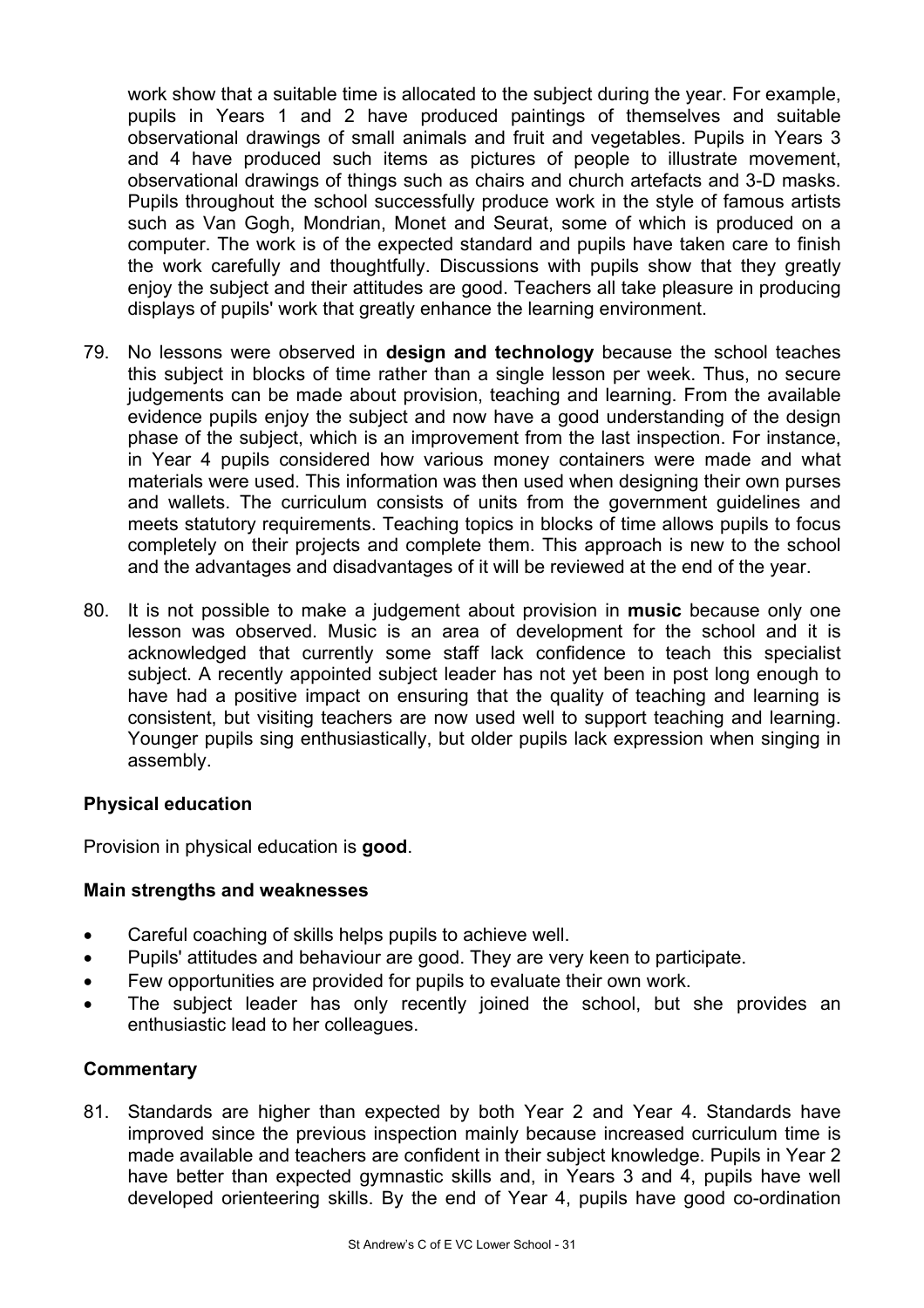work show that a suitable time is allocated to the subject during the year. For example, pupils in Years 1 and 2 have produced paintings of themselves and suitable observational drawings of small animals and fruit and vegetables. Pupils in Years 3 and 4 have produced such items as pictures of people to illustrate movement, observational drawings of things such as chairs and church artefacts and 3-D masks. Pupils throughout the school successfully produce work in the style of famous artists such as Van Gogh, Mondrian, Monet and Seurat, some of which is produced on a computer. The work is of the expected standard and pupils have taken care to finish the work carefully and thoughtfully. Discussions with pupils show that they greatly enjoy the subject and their attitudes are good. Teachers all take pleasure in producing displays of pupils' work that greatly enhance the learning environment.

79. No lessons were observed in **design and technology** because the school teaches this subject in blocks of time rather than a single lesson per week. Thus, no secure judgements can be made about provision, teaching and learning. From the available evidence pupils enjoy the subject and now have a good understanding of the design phase of the subject, which is an improvement from the last inspection. For instance, in Year 4 pupils considered how various money containers were made and what materials were used. This information was then used when designing their own purses and wallets. The curriculum consists of units from the government guidelines and meets statutory requirements. Teaching topics in blocks of time allows pupils to focus completely on their projects and complete them. This approach is new to the school and the advantages and disadvantages of it will be reviewed at the end of the year.

80. It is not possible to make a judgement about provision in **music** because only one lesson was observed. Music is an area of development for the school and it is acknowledged that currently some staff lack confidence to teach this specialist subject. A recently appointed subject leader has not yet been in post long enough to have had a positive impact on ensuring that the quality of teaching and learning is consistent, but visiting teachers are now used well to support teaching and learning. Younger pupils sing enthusiastically, but older pupils lack expression when singing in assembly.

### Physical education

Provision in physical education is **good**.

#### Main strengths and weaknesses

- Careful coaching of skills helps pupils to achieve well.
- Pupils' attitudes and behaviour are good. They are very keen to participate.
- Few opportunities are provided for pupils to evaluate their own work.
- The subject leader has only recently joined the school, but she provides an enthusiastic lead to her colleagues.

#### Commentary

81. Standards are higher than expected by both Year 2 and Year 4. Standards have improved since the previous inspection mainly because increased curriculum time is made available and teachers are confident in their subject knowledge. Pupils in Year 2 have better than expected gymnastic skills and, in Years 3 and 4, pupils have well developed orienteering skills. By the end of Year 4, pupils have good co-ordination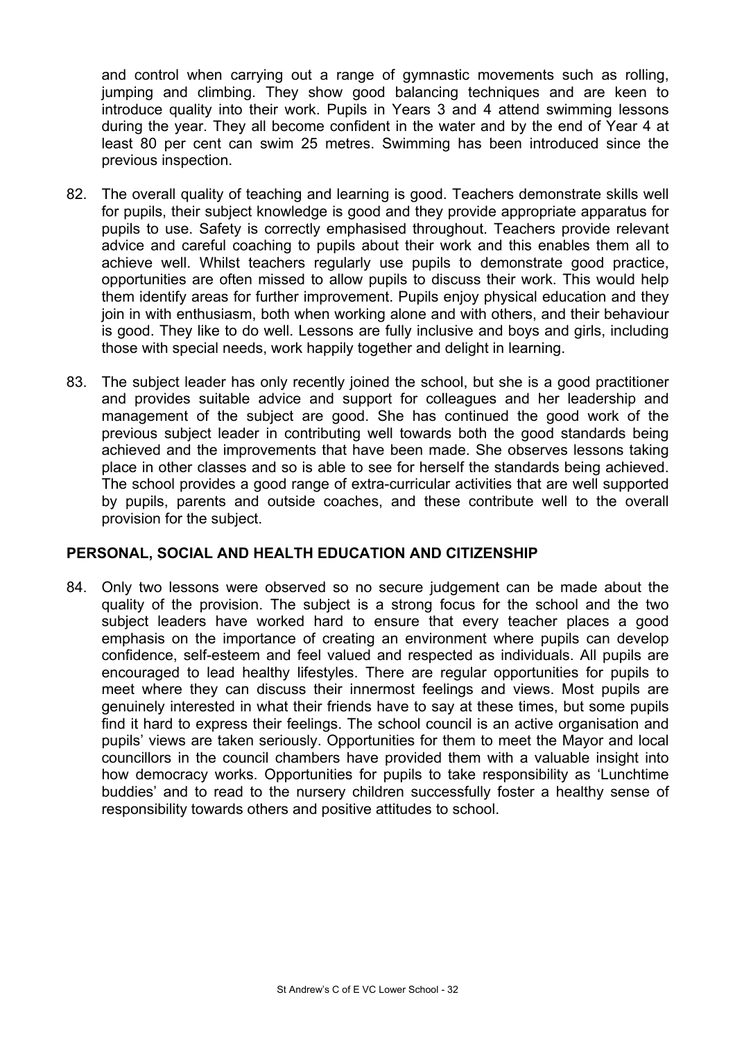and control when carrying out a range of gymnastic movements such as rolling, jumping and climbing. They show good balancing techniques and are keen to introduce quality into their work. Pupils in Years 3 and 4 attend swimming lessons during the year. They all become confident in the water and by the end of Year 4 at least 80 per cent can swim 25 metres. Swimming has been introduced since the previous inspection.

82. The overall quality of teaching and learning is good. Teachers demonstrate skills well for pupils, their subject knowledge is good and they provide appropriate apparatus for pupils to use. Safety is correctly emphasised throughout. Teachers provide relevant advice and careful coaching to pupils about their work and this enables them all to achieve well. Whilst teachers regularly use pupils to demonstrate good practice, opportunities are often missed to allow pupils to discuss their work. This would help them identify areas for further improvement. Pupils enjoy physical education and they join in with enthusiasm, both when working alone and with others, and their behaviour is good. They like to do well. Lessons are fully inclusive and boys and girls, including those with special needs, work happily together and delight in learning.

83. The subject leader has only recently joined the school, but she is a good practitioner and provides suitable advice and support for colleagues and her leadership and management of the subject are good. She has continued the good work of the previous subject leader in contributing well towards both the good standards being achieved and the improvements that have been made. She observes lessons taking place in other classes and so is able to see for herself the standards being achieved. The school provides a good range of extra-curricular activities that are well supported by pupils, parents and outside coaches, and these contribute well to the overall provision for the subject.

## PERSONAL, SOCIAL AND HEALTH EDUCATION AND CITIZENSHIP

84. Only two lessons were observed so no secure judgement can be made about the quality of the provision. The subject is a strong focus for the school and the two subject leaders have worked hard to ensure that every teacher places a good emphasis on the importance of creating an environment where pupils can develop confidence, self-esteem and feel valued and respected as individuals. All pupils are encouraged to lead healthy lifestyles. There are regular opportunities for pupils to meet where they can discuss their innermost feelings and views. Most pupils are genuinely interested in what their friends have to say at these times, but some pupils find it hard to express their feelings. The school council is an active organisation and pupils' views are taken seriously. Opportunities for them to meet the Mayor and local councillors in the council chambers have provided them with a valuable insight into how democracy works. Opportunities for pupils to take responsibility as 'Lunchtime buddies' and to read to the nursery children successfully foster a healthy sense of responsibility towards others and positive attitudes to school.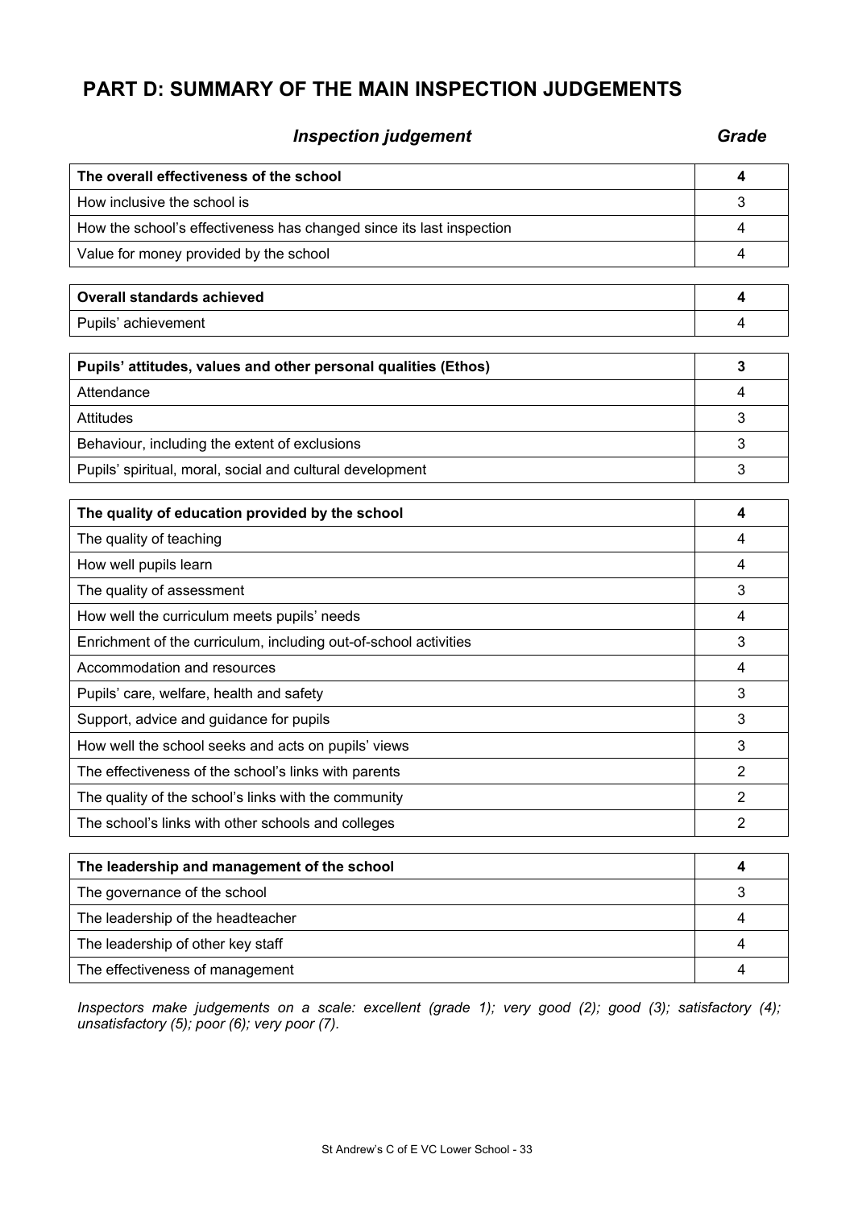## PART D: SUMMARY OF THE MAIN INSPECTION JUDGEMENTS

| *Inspection judgement* | *Grade* |
|---|---|
| **The overall effectiveness of the school** | **4** |
| How inclusive the school is | 3 |
| How the school's effectiveness has changed since its last inspection | 4 |
| Value for money provided by the school | 4 |
| **Overall standards achieved** | **4** |
| Pupils' achievement | 4 |
| **Pupils' attitudes, values and other personal qualities (Ethos)** | **3** |
| Attendance | 4 |
| Attitudes | 3 |
| Behaviour, including the extent of exclusions | 3 |
| Pupils' spiritual, moral, social and cultural development | 3 |
| **The quality of education provided by the school** | **4** |
| The quality of teaching | 4 |
| How well pupils learn | 4 |
| The quality of assessment | 3 |
| How well the curriculum meets pupils' needs | 4 |
| Enrichment of the curriculum, including out-of-school activities | 3 |
| Accommodation and resources | 4 |
| Pupils' care, welfare, health and safety | 3 |
| Support, advice and guidance for pupils | 3 |
| How well the school seeks and acts on pupils' views | 3 |
| The effectiveness of the school's links with parents | 2 |
| The quality of the school's links with the community | 2 |
| The school's links with other schools and colleges | 2 |
| **The leadership and management of the school** | **4** |
| The governance of the school | 3 |
| The leadership of the headteacher | 4 |
| The leadership of other key staff | 4 |
| The effectiveness of management | 4 |

*Inspectors make judgements on a scale: excellent (grade 1); very good (2); good (3); satisfactory (4); unsatisfactory (5); poor (6); very poor (7).*